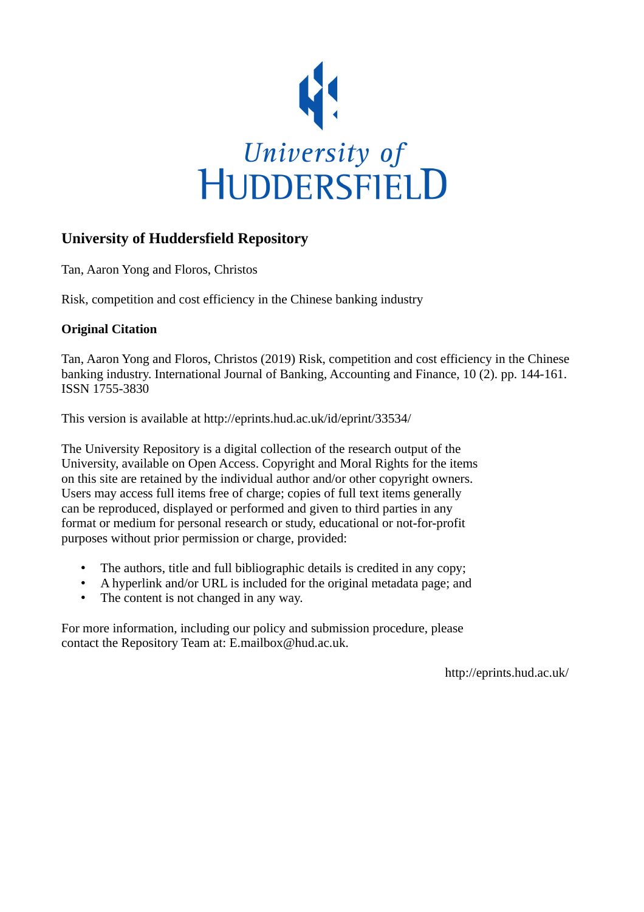University of
HUDDERSFIELD

## University of Huddersfield Repository

Tan, Aaron Yong and Floros, Christos

Risk, competition and cost efficiency in the Chinese banking industry

### Original Citation

Tan, Aaron Yong and Floros, Christos (2019) Risk, competition and cost efficiency in the Chinese banking industry. International Journal of Banking, Accounting and Finance, 10 (2). pp. 144-161. ISSN 1755-3830

This version is available at http://eprints.hud.ac.uk/id/eprint/33534/

The University Repository is a digital collection of the research output of the University, available on Open Access. Copyright and Moral Rights for the items on this site are retained by the individual author and/or other copyright owners. Users may access full items free of charge; copies of full text items generally can be reproduced, displayed or performed and given to third parties in any format or medium for personal research or study, educational or not-for-profit purposes without prior permission or charge, provided:

- The authors, title and full bibliographic details is credited in any copy;
- A hyperlink and/or URL is included for the original metadata page; and
- The content is not changed in any way.

For more information, including our policy and submission procedure, please contact the Repository Team at: E.mailbox@hud.ac.uk.

http://eprints.hud.ac.uk/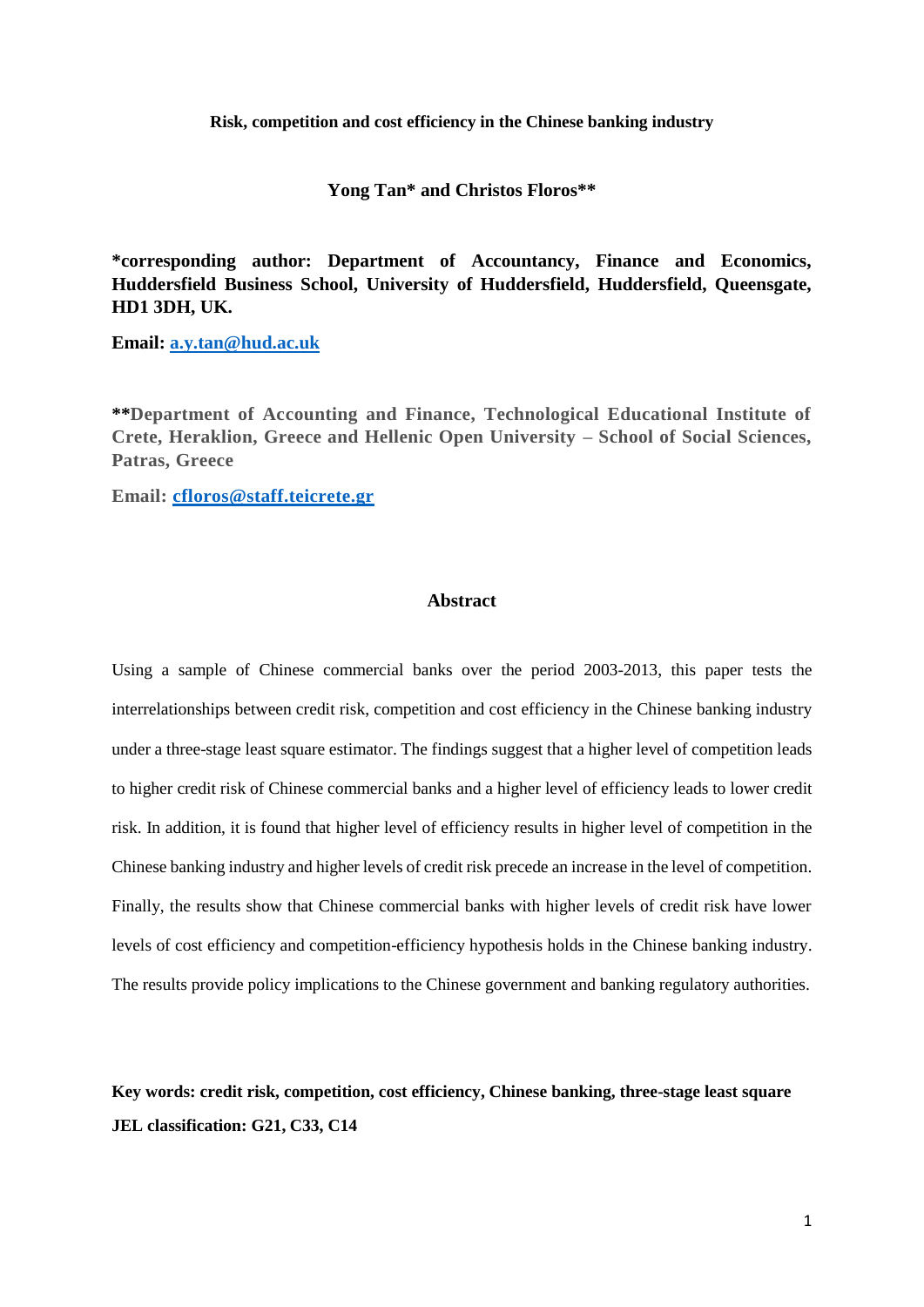**Risk, competition and cost efficiency in the Chinese banking industry**

**Yong Tan* and Christos Floros****

***corresponding author: Department of Accountancy, Finance and Economics, Huddersfield Business School, University of Huddersfield, Huddersfield, Queensgate, HD1 3DH, UK.**

**Email: a.y.tan@hud.ac.uk**

****Department of Accounting and Finance, Technological Educational Institute of Crete, Heraklion, Greece and Hellenic Open University – School of Social Sciences, Patras, Greece**

**Email: cfloros@staff.teicrete.gr**

## Abstract

Using a sample of Chinese commercial banks over the period 2003-2013, this paper tests the interrelationships between credit risk, competition and cost efficiency in the Chinese banking industry under a three-stage least square estimator. The findings suggest that a higher level of competition leads to higher credit risk of Chinese commercial banks and a higher level of efficiency leads to lower credit risk. In addition, it is found that higher level of efficiency results in higher level of competition in the Chinese banking industry and higher levels of credit risk precede an increase in the level of competition. Finally, the results show that Chinese commercial banks with higher levels of credit risk have lower levels of cost efficiency and competition-efficiency hypothesis holds in the Chinese banking industry. The results provide policy implications to the Chinese government and banking regulatory authorities.

**Key words: credit risk, competition, cost efficiency, Chinese banking, three-stage least square**

**JEL classification: G21, C33, C14**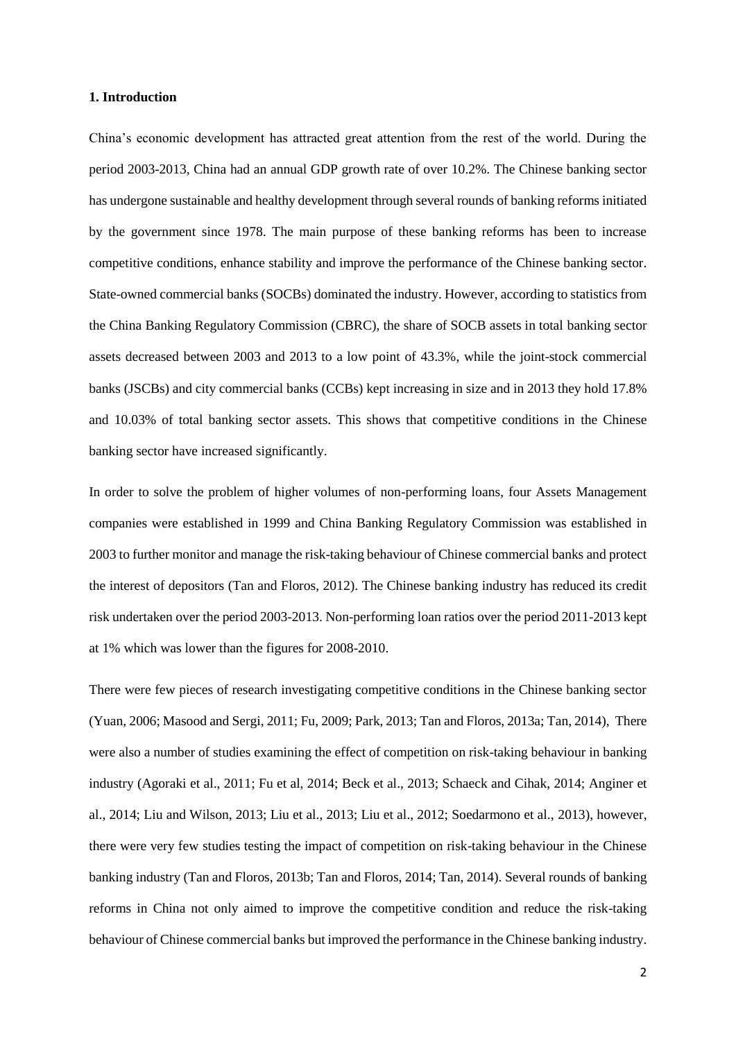**1. Introduction**

China's economic development has attracted great attention from the rest of the world. During the period 2003-2013, China had an annual GDP growth rate of over 10.2%. The Chinese banking sector has undergone sustainable and healthy development through several rounds of banking reforms initiated by the government since 1978. The main purpose of these banking reforms has been to increase competitive conditions, enhance stability and improve the performance of the Chinese banking sector. State-owned commercial banks (SOCBs) dominated the industry. However, according to statistics from the China Banking Regulatory Commission (CBRC), the share of SOCB assets in total banking sector assets decreased between 2003 and 2013 to a low point of 43.3%, while the joint-stock commercial banks (JSCBs) and city commercial banks (CCBs) kept increasing in size and in 2013 they hold 17.8% and 10.03% of total banking sector assets. This shows that competitive conditions in the Chinese banking sector have increased significantly.

In order to solve the problem of higher volumes of non-performing loans, four Assets Management companies were established in 1999 and China Banking Regulatory Commission was established in 2003 to further monitor and manage the risk-taking behaviour of Chinese commercial banks and protect the interest of depositors (Tan and Floros, 2012). The Chinese banking industry has reduced its credit risk undertaken over the period 2003-2013. Non-performing loan ratios over the period 2011-2013 kept at 1% which was lower than the figures for 2008-2010.

There were few pieces of research investigating competitive conditions in the Chinese banking sector (Yuan, 2006; Masood and Sergi, 2011; Fu, 2009; Park, 2013; Tan and Floros, 2013a; Tan, 2014), There were also a number of studies examining the effect of competition on risk-taking behaviour in banking industry (Agoraki et al., 2011; Fu et al, 2014; Beck et al., 2013; Schaeck and Cihak, 2014; Anginer et al., 2014; Liu and Wilson, 2013; Liu et al., 2013; Liu et al., 2012; Soedarmono et al., 2013), however, there were very few studies testing the impact of competition on risk-taking behaviour in the Chinese banking industry (Tan and Floros, 2013b; Tan and Floros, 2014; Tan, 2014). Several rounds of banking reforms in China not only aimed to improve the competitive condition and reduce the risk-taking behaviour of Chinese commercial banks but improved the performance in the Chinese banking industry.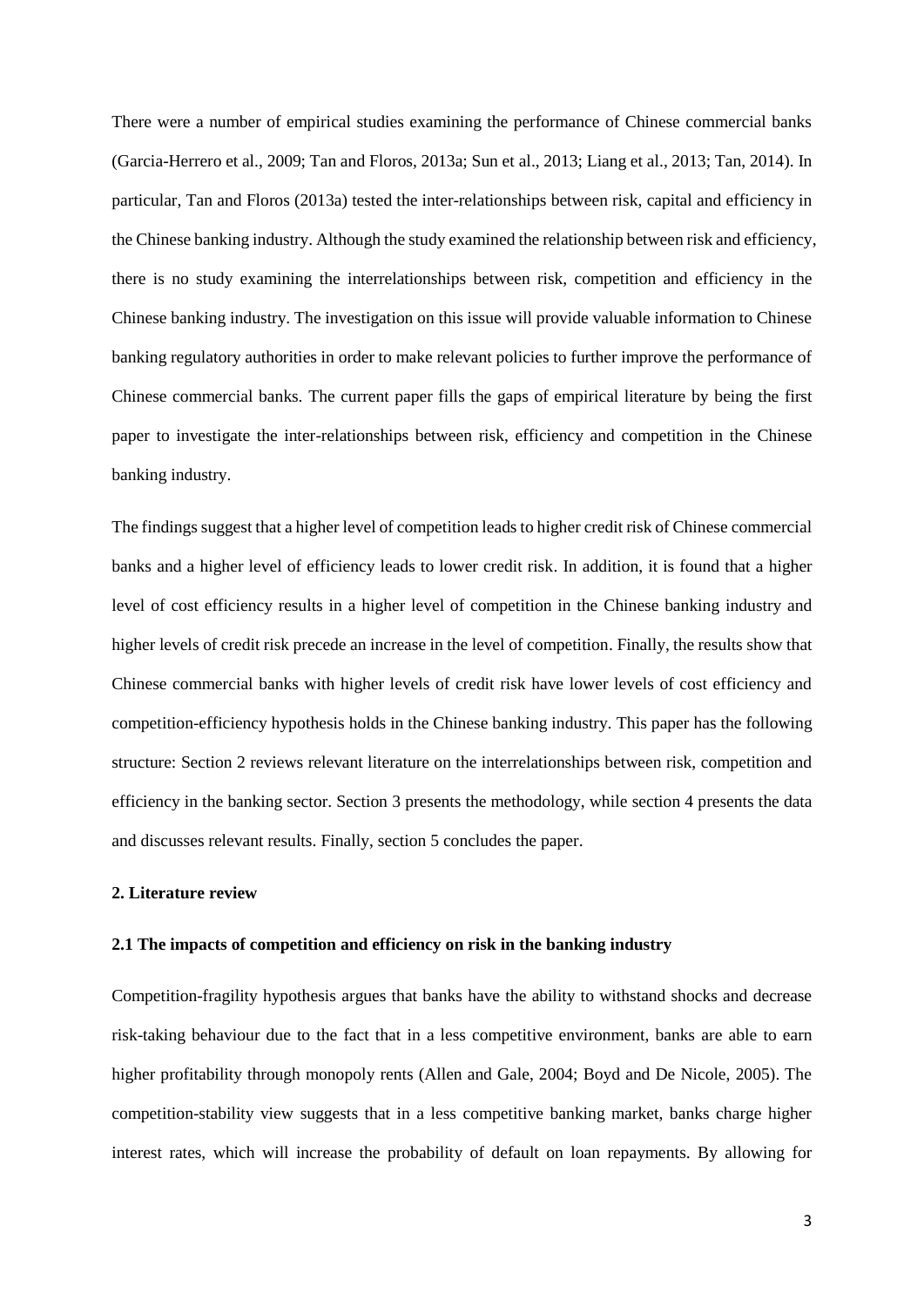There were a number of empirical studies examining the performance of Chinese commercial banks (Garcia-Herrero et al., 2009; Tan and Floros, 2013a; Sun et al., 2013; Liang et al., 2013; Tan, 2014). In particular, Tan and Floros (2013a) tested the inter-relationships between risk, capital and efficiency in the Chinese banking industry. Although the study examined the relationship between risk and efficiency, there is no study examining the interrelationships between risk, competition and efficiency in the Chinese banking industry. The investigation on this issue will provide valuable information to Chinese banking regulatory authorities in order to make relevant policies to further improve the performance of Chinese commercial banks. The current paper fills the gaps of empirical literature by being the first paper to investigate the inter-relationships between risk, efficiency and competition in the Chinese banking industry.

The findings suggest that a higher level of competition leads to higher credit risk of Chinese commercial banks and a higher level of efficiency leads to lower credit risk. In addition, it is found that a higher level of cost efficiency results in a higher level of competition in the Chinese banking industry and higher levels of credit risk precede an increase in the level of competition. Finally, the results show that Chinese commercial banks with higher levels of credit risk have lower levels of cost efficiency and competition-efficiency hypothesis holds in the Chinese banking industry. This paper has the following structure: Section 2 reviews relevant literature on the interrelationships between risk, competition and efficiency in the banking sector. Section 3 presents the methodology, while section 4 presents the data and discusses relevant results. Finally, section 5 concludes the paper.

## 2. Literature review

### 2.1 The impacts of competition and efficiency on risk in the banking industry

Competition-fragility hypothesis argues that banks have the ability to withstand shocks and decrease risk-taking behaviour due to the fact that in a less competitive environment, banks are able to earn higher profitability through monopoly rents (Allen and Gale, 2004; Boyd and De Nicole, 2005). The competition-stability view suggests that in a less competitive banking market, banks charge higher interest rates, which will increase the probability of default on loan repayments. By allowing for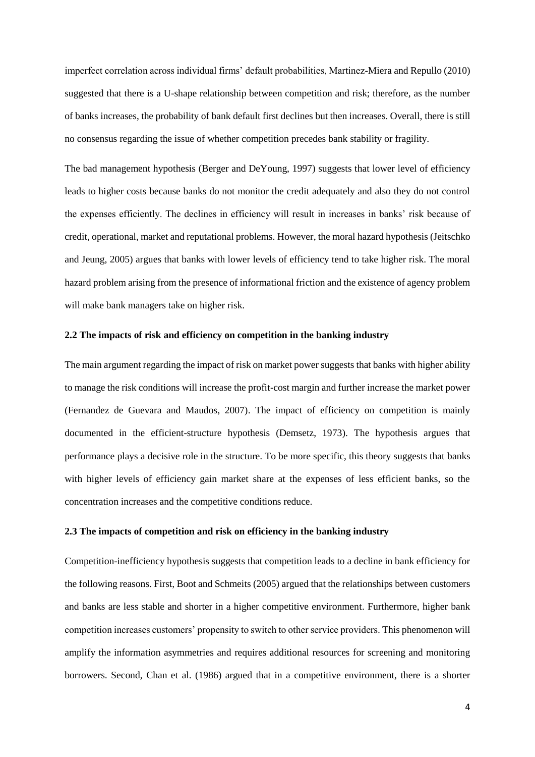imperfect correlation across individual firms' default probabilities, Martinez-Miera and Repullo (2010) suggested that there is a U-shape relationship between competition and risk; therefore, as the number of banks increases, the probability of bank default first declines but then increases. Overall, there is still no consensus regarding the issue of whether competition precedes bank stability or fragility.

The bad management hypothesis (Berger and DeYoung, 1997) suggests that lower level of efficiency leads to higher costs because banks do not monitor the credit adequately and also they do not control the expenses efficiently. The declines in efficiency will result in increases in banks' risk because of credit, operational, market and reputational problems. However, the moral hazard hypothesis (Jeitschko and Jeung, 2005) argues that banks with lower levels of efficiency tend to take higher risk. The moral hazard problem arising from the presence of informational friction and the existence of agency problem will make bank managers take on higher risk.

### 2.2 The impacts of risk and efficiency on competition in the banking industry

The main argument regarding the impact of risk on market power suggests that banks with higher ability to manage the risk conditions will increase the profit-cost margin and further increase the market power (Fernandez de Guevara and Maudos, 2007). The impact of efficiency on competition is mainly documented in the efficient-structure hypothesis (Demsetz, 1973). The hypothesis argues that performance plays a decisive role in the structure. To be more specific, this theory suggests that banks with higher levels of efficiency gain market share at the expenses of less efficient banks, so the concentration increases and the competitive conditions reduce.

### 2.3 The impacts of competition and risk on efficiency in the banking industry

Competition-inefficiency hypothesis suggests that competition leads to a decline in bank efficiency for the following reasons. First, Boot and Schmeits (2005) argued that the relationships between customers and banks are less stable and shorter in a higher competitive environment. Furthermore, higher bank competition increases customers' propensity to switch to other service providers. This phenomenon will amplify the information asymmetries and requires additional resources for screening and monitoring borrowers. Second, Chan et al. (1986) argued that in a competitive environment, there is a shorter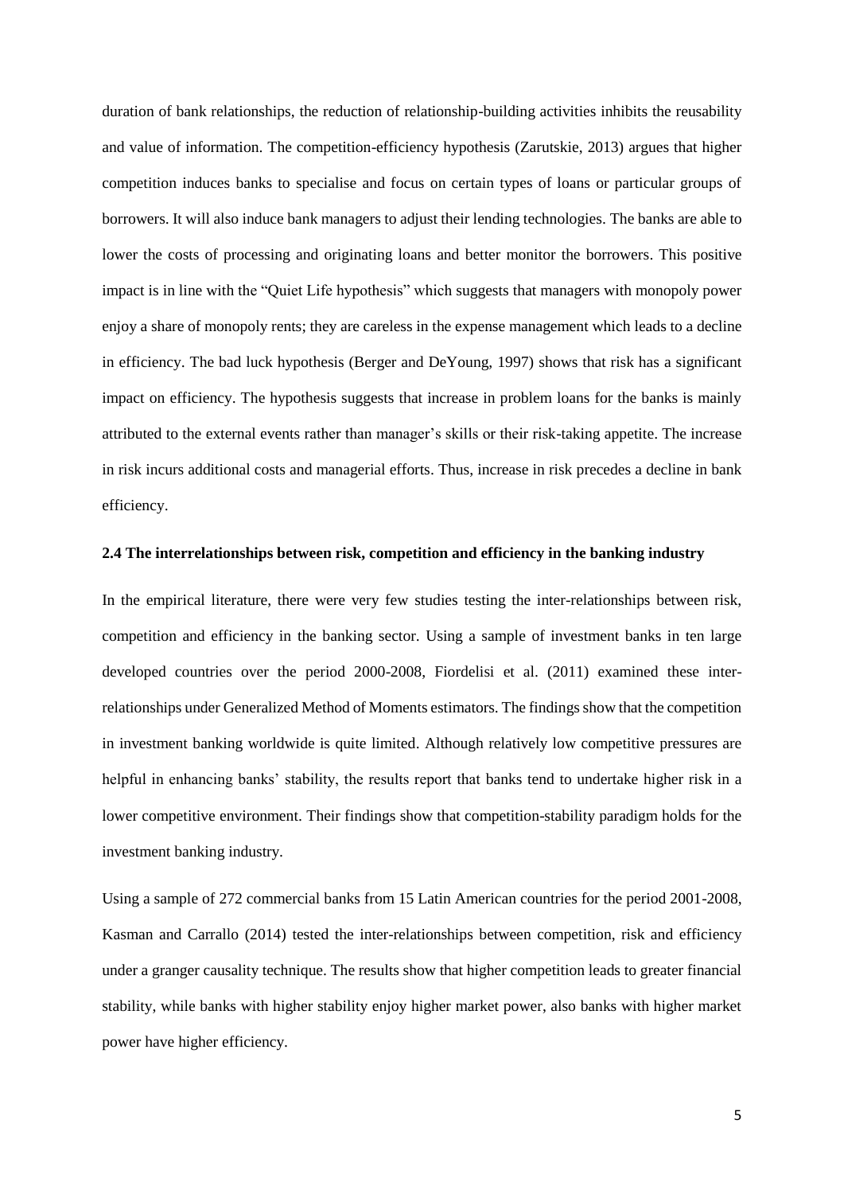duration of bank relationships, the reduction of relationship-building activities inhibits the reusability and value of information. The competition-efficiency hypothesis (Zarutskie, 2013) argues that higher competition induces banks to specialise and focus on certain types of loans or particular groups of borrowers. It will also induce bank managers to adjust their lending technologies. The banks are able to lower the costs of processing and originating loans and better monitor the borrowers. This positive impact is in line with the "Quiet Life hypothesis" which suggests that managers with monopoly power enjoy a share of monopoly rents; they are careless in the expense management which leads to a decline in efficiency. The bad luck hypothesis (Berger and DeYoung, 1997) shows that risk has a significant impact on efficiency. The hypothesis suggests that increase in problem loans for the banks is mainly attributed to the external events rather than manager's skills or their risk-taking appetite. The increase in risk incurs additional costs and managerial efforts. Thus, increase in risk precedes a decline in bank efficiency.

### 2.4 The interrelationships between risk, competition and efficiency in the banking industry

In the empirical literature, there were very few studies testing the inter-relationships between risk, competition and efficiency in the banking sector. Using a sample of investment banks in ten large developed countries over the period 2000-2008, Fiordelisi et al. (2011) examined these inter-relationships under Generalized Method of Moments estimators. The findings show that the competition in investment banking worldwide is quite limited. Although relatively low competitive pressures are helpful in enhancing banks' stability, the results report that banks tend to undertake higher risk in a lower competitive environment. Their findings show that competition-stability paradigm holds for the investment banking industry.

Using a sample of 272 commercial banks from 15 Latin American countries for the period 2001-2008, Kasman and Carrallo (2014) tested the inter-relationships between competition, risk and efficiency under a granger causality technique. The results show that higher competition leads to greater financial stability, while banks with higher stability enjoy higher market power, also banks with higher market power have higher efficiency.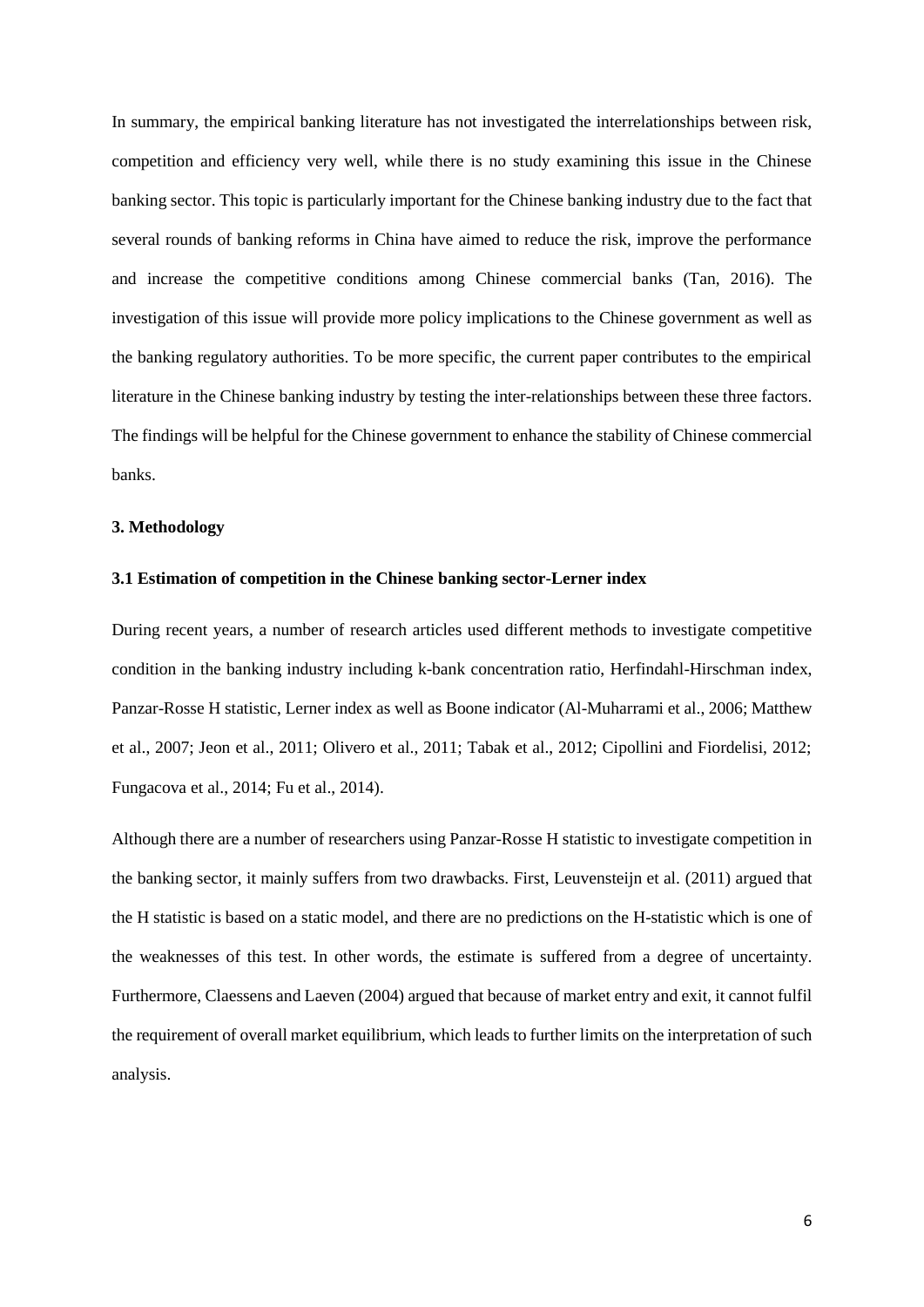In summary, the empirical banking literature has not investigated the interrelationships between risk, competition and efficiency very well, while there is no study examining this issue in the Chinese banking sector. This topic is particularly important for the Chinese banking industry due to the fact that several rounds of banking reforms in China have aimed to reduce the risk, improve the performance and increase the competitive conditions among Chinese commercial banks (Tan, 2016). The investigation of this issue will provide more policy implications to the Chinese government as well as the banking regulatory authorities. To be more specific, the current paper contributes to the empirical literature in the Chinese banking industry by testing the inter-relationships between these three factors. The findings will be helpful for the Chinese government to enhance the stability of Chinese commercial banks.

## 3. Methodology

### 3.1 Estimation of competition in the Chinese banking sector-Lerner index

During recent years, a number of research articles used different methods to investigate competitive condition in the banking industry including k-bank concentration ratio, Herfindahl-Hirschman index, Panzar-Rosse H statistic, Lerner index as well as Boone indicator (Al-Muharrami et al., 2006; Matthew et al., 2007; Jeon et al., 2011; Olivero et al., 2011; Tabak et al., 2012; Cipollini and Fiordelisi, 2012; Fungacova et al., 2014; Fu et al., 2014).

Although there are a number of researchers using Panzar-Rosse H statistic to investigate competition in the banking sector, it mainly suffers from two drawbacks. First, Leuvensteijn et al. (2011) argued that the H statistic is based on a static model, and there are no predictions on the H-statistic which is one of the weaknesses of this test. In other words, the estimate is suffered from a degree of uncertainty. Furthermore, Claessens and Laeven (2004) argued that because of market entry and exit, it cannot fulfil the requirement of overall market equilibrium, which leads to further limits on the interpretation of such analysis.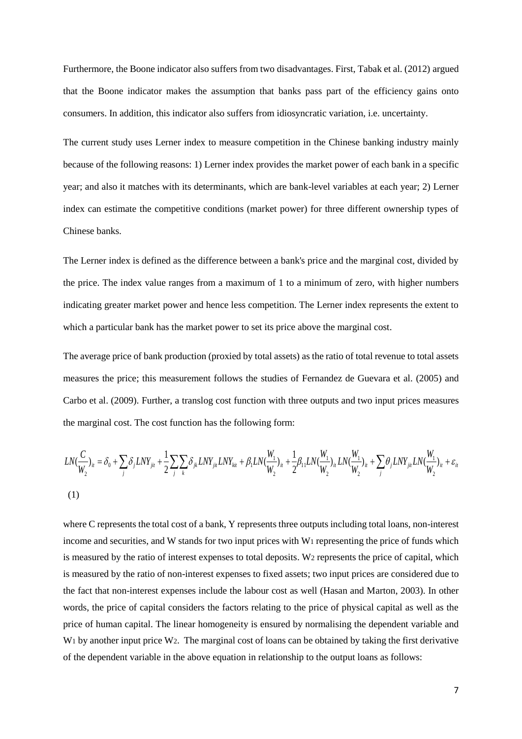Furthermore, the Boone indicator also suffers from two disadvantages. First, Tabak et al. (2012) argued that the Boone indicator makes the assumption that banks pass part of the efficiency gains onto consumers. In addition, this indicator also suffers from idiosyncratic variation, i.e. uncertainty.

The current study uses Lerner index to measure competition in the Chinese banking industry mainly because of the following reasons: 1) Lerner index provides the market power of each bank in a specific year; and also it matches with its determinants, which are bank-level variables at each year; 2) Lerner index can estimate the competitive conditions (market power) for three different ownership types of Chinese banks.

The Lerner index is defined as the difference between a bank's price and the marginal cost, divided by the price. The index value ranges from a maximum of 1 to a minimum of zero, with higher numbers indicating greater market power and hence less competition. The Lerner index represents the extent to which a particular bank has the market power to set its price above the marginal cost.

The average price of bank production (proxied by total assets) as the ratio of total revenue to total assets measures the price; this measurement follows the studies of Fernandez de Guevara et al. (2005) and Carbo et al. (2009). Further, a translog cost function with three outputs and two input prices measures the marginal cost. The cost function has the following form:

$$LN(\frac{C}{W_2})_{it} = \delta_0 + \sum_j \delta_j LNY_{jit} + \frac{1}{2}\sum_j\sum_k \delta_{jk} LNY_{jit} LNY_{kit} + \beta_1 LN(\frac{W_1}{W_2})_{it} + \frac{1}{2}\beta_{11} LN(\frac{W_1}{W_2})_{it} LN(\frac{W_1}{W_2})_{it} + \sum_j \theta_j LNY_{jit} LN(\frac{W_1}{W_2})_{it} + \varepsilon_{it} \quad (1)$$

where C represents the total cost of a bank, Y represents three outputs including total loans, non-interest income and securities, and W stands for two input prices with $W_1$ representing the price of funds which is measured by the ratio of interest expenses to total deposits. $W_2$ represents the price of capital, which is measured by the ratio of non-interest expenses to fixed assets; two input prices are considered due to the fact that non-interest expenses include the labour cost as well (Hasan and Marton, 2003). In other words, the price of capital considers the factors relating to the price of physical capital as well as the price of human capital. The linear homogeneity is ensured by normalising the dependent variable and $W_1$ by another input price $W_2$. The marginal cost of loans can be obtained by taking the first derivative of the dependent variable in the above equation in relationship to the output loans as follows: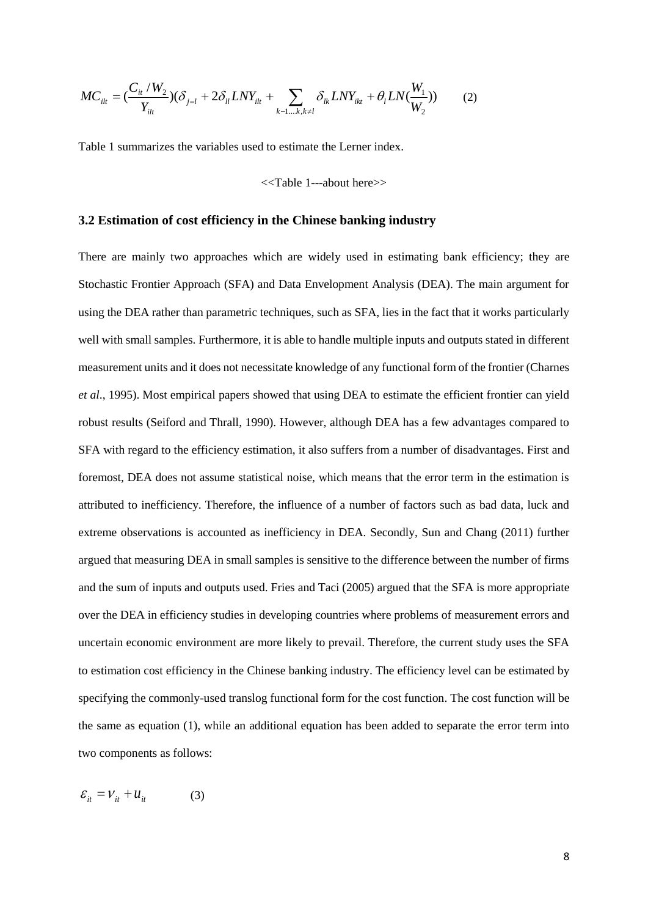$$MC_{ilt} = (\frac{C_{it} / W_2}{Y_{ilt}})(\delta_{j=l} + 2\delta_{ll} LNY_{ilt} + \sum_{k=1...k, k \neq l} \delta_{lk} LNY_{ikt} + \theta_l LN(\frac{W_1}{W_2})) \qquad (2)$$

Table 1 summarizes the variables used to estimate the Lerner index.

<<Table 1---about here>>

### 3.2 Estimation of cost efficiency in the Chinese banking industry

There are mainly two approaches which are widely used in estimating bank efficiency; they are Stochastic Frontier Approach (SFA) and Data Envelopment Analysis (DEA). The main argument for using the DEA rather than parametric techniques, such as SFA, lies in the fact that it works particularly well with small samples. Furthermore, it is able to handle multiple inputs and outputs stated in different measurement units and it does not necessitate knowledge of any functional form of the frontier (Charnes *et al*., 1995). Most empirical papers showed that using DEA to estimate the efficient frontier can yield robust results (Seiford and Thrall, 1990). However, although DEA has a few advantages compared to SFA with regard to the efficiency estimation, it also suffers from a number of disadvantages. First and foremost, DEA does not assume statistical noise, which means that the error term in the estimation is attributed to inefficiency. Therefore, the influence of a number of factors such as bad data, luck and extreme observations is accounted as inefficiency in DEA. Secondly, Sun and Chang (2011) further argued that measuring DEA in small samples is sensitive to the difference between the number of firms and the sum of inputs and outputs used. Fries and Taci (2005) argued that the SFA is more appropriate over the DEA in efficiency studies in developing countries where problems of measurement errors and uncertain economic environment are more likely to prevail. Therefore, the current study uses the SFA to estimation cost efficiency in the Chinese banking industry. The efficiency level can be estimated by specifying the commonly-used translog functional form for the cost function. The cost function will be the same as equation (1), while an additional equation has been added to separate the error term into two components as follows:

$$\varepsilon_{it} = v_{it} + u_{it} \qquad (3)$$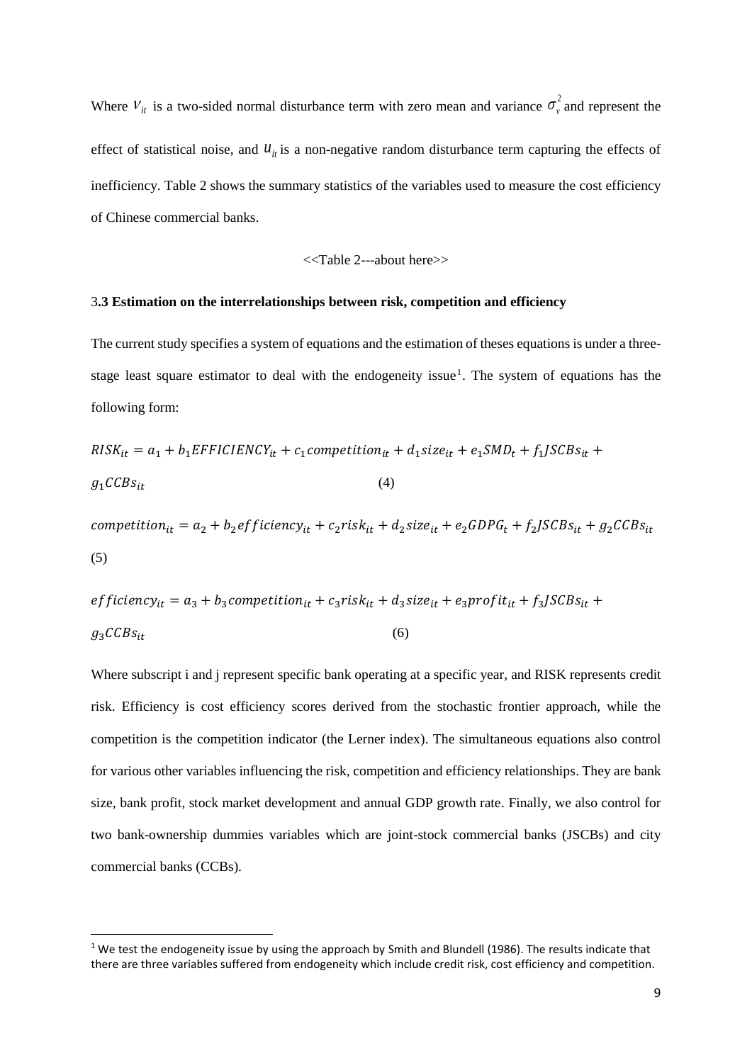Where $v_{it}$ is a two-sided normal disturbance term with zero mean and variance $\sigma_v^2$ and represent the effect of statistical noise, and $u_{it}$ is a non-negative random disturbance term capturing the effects of inefficiency. Table 2 shows the summary statistics of the variables used to measure the cost efficiency of Chinese commercial banks.

<<Table 2---about here>>

### 3.3 Estimation on the interrelationships between risk, competition and efficiency

The current study specifies a system of equations and the estimation of theses equations is under a three-stage least square estimator to deal with the endogeneity issue[1]. The system of equations has the following form:

$$RISK_{it} = a_1 + b_1 EFFICIENCY_{it} + c_1 competition_{it} + d_1 size_{it} + e_1 SMD_t + f_1 JSCBs_{it} + g_1 CCBs_{it} \quad (4)$$

$$competition_{it} = a_2 + b_2 efficiency_{it} + c_2 risk_{it} + d_2 size_{it} + e_2 GDPG_t + f_2 JSCBs_{it} + g_2 CCBs_{it} \quad (5)$$

$$efficiency_{it} = a_3 + b_3 competition_{it} + c_3 risk_{it} + d_3 size_{it} + e_3 profit_{it} + f_3 JSCBs_{it} + g_3 CCBs_{it} \quad (6)$$

Where subscript i and j represent specific bank operating at a specific year, and RISK represents credit risk. Efficiency is cost efficiency scores derived from the stochastic frontier approach, while the competition is the competition indicator (the Lerner index). The simultaneous equations also control for various other variables influencing the risk, competition and efficiency relationships. They are bank size, bank profit, stock market development and annual GDP growth rate. Finally, we also control for two bank-ownership dummies variables which are joint-stock commercial banks (JSCBs) and city commercial banks (CCBs).

[1] We test the endogeneity issue by using the approach by Smith and Blundell (1986). The results indicate that there are three variables suffered from endogeneity which include credit risk, cost efficiency and competition.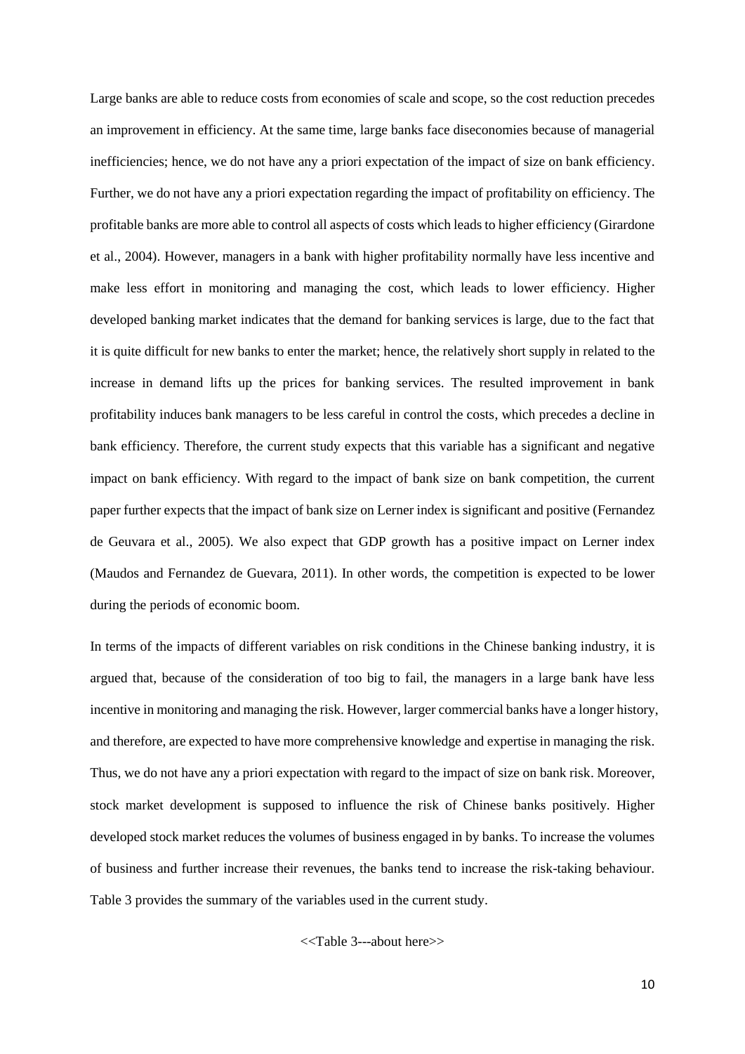Large banks are able to reduce costs from economies of scale and scope, so the cost reduction precedes an improvement in efficiency. At the same time, large banks face diseconomies because of managerial inefficiencies; hence, we do not have any a priori expectation of the impact of size on bank efficiency. Further, we do not have any a priori expectation regarding the impact of profitability on efficiency. The profitable banks are more able to control all aspects of costs which leads to higher efficiency (Girardone et al., 2004). However, managers in a bank with higher profitability normally have less incentive and make less effort in monitoring and managing the cost, which leads to lower efficiency. Higher developed banking market indicates that the demand for banking services is large, due to the fact that it is quite difficult for new banks to enter the market; hence, the relatively short supply in related to the increase in demand lifts up the prices for banking services. The resulted improvement in bank profitability induces bank managers to be less careful in control the costs, which precedes a decline in bank efficiency. Therefore, the current study expects that this variable has a significant and negative impact on bank efficiency. With regard to the impact of bank size on bank competition, the current paper further expects that the impact of bank size on Lerner index is significant and positive (Fernandez de Geuvara et al., 2005). We also expect that GDP growth has a positive impact on Lerner index (Maudos and Fernandez de Guevara, 2011). In other words, the competition is expected to be lower during the periods of economic boom.

In terms of the impacts of different variables on risk conditions in the Chinese banking industry, it is argued that, because of the consideration of too big to fail, the managers in a large bank have less incentive in monitoring and managing the risk. However, larger commercial banks have a longer history, and therefore, are expected to have more comprehensive knowledge and expertise in managing the risk. Thus, we do not have any a priori expectation with regard to the impact of size on bank risk. Moreover, stock market development is supposed to influence the risk of Chinese banks positively. Higher developed stock market reduces the volumes of business engaged in by banks. To increase the volumes of business and further increase their revenues, the banks tend to increase the risk-taking behaviour. Table 3 provides the summary of the variables used in the current study.

<<Table 3---about here>>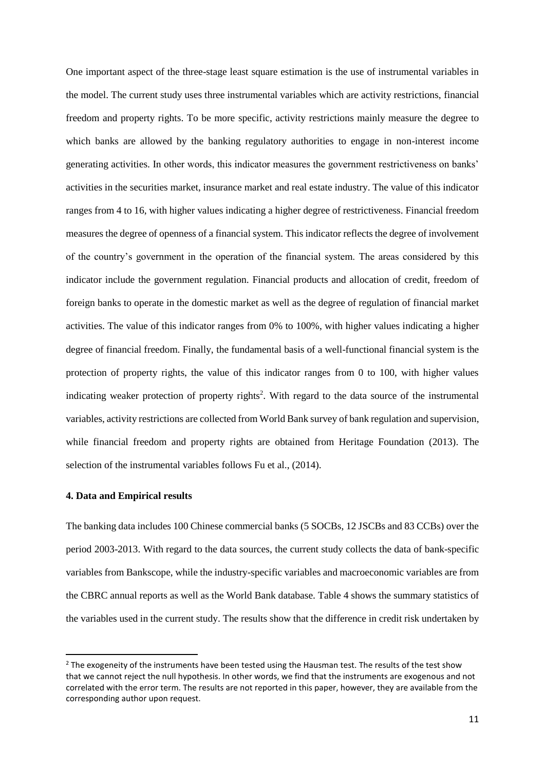One important aspect of the three-stage least square estimation is the use of instrumental variables in the model. The current study uses three instrumental variables which are activity restrictions, financial freedom and property rights. To be more specific, activity restrictions mainly measure the degree to which banks are allowed by the banking regulatory authorities to engage in non-interest income generating activities. In other words, this indicator measures the government restrictiveness on banks' activities in the securities market, insurance market and real estate industry. The value of this indicator ranges from 4 to 16, with higher values indicating a higher degree of restrictiveness. Financial freedom measures the degree of openness of a financial system. This indicator reflects the degree of involvement of the country's government in the operation of the financial system. The areas considered by this indicator include the government regulation. Financial products and allocation of credit, freedom of foreign banks to operate in the domestic market as well as the degree of regulation of financial market activities. The value of this indicator ranges from 0% to 100%, with higher values indicating a higher degree of financial freedom. Finally, the fundamental basis of a well-functional financial system is the protection of property rights, the value of this indicator ranges from 0 to 100, with higher values indicating weaker protection of property rights[2]. With regard to the data source of the instrumental variables, activity restrictions are collected from World Bank survey of bank regulation and supervision, while financial freedom and property rights are obtained from Heritage Foundation (2013). The selection of the instrumental variables follows Fu et al., (2014).

#### 4. Data and Empirical results

The banking data includes 100 Chinese commercial banks (5 SOCBs, 12 JSCBs and 83 CCBs) over the period 2003-2013. With regard to the data sources, the current study collects the data of bank-specific variables from Bankscope, while the industry-specific variables and macroeconomic variables are from the CBRC annual reports as well as the World Bank database. Table 4 shows the summary statistics of the variables used in the current study. The results show that the difference in credit risk undertaken by

[2] The exogeneity of the instruments have been tested using the Hausman test. The results of the test show that we cannot reject the null hypothesis. In other words, we find that the instruments are exogenous and not correlated with the error term. The results are not reported in this paper, however, they are available from the corresponding author upon request.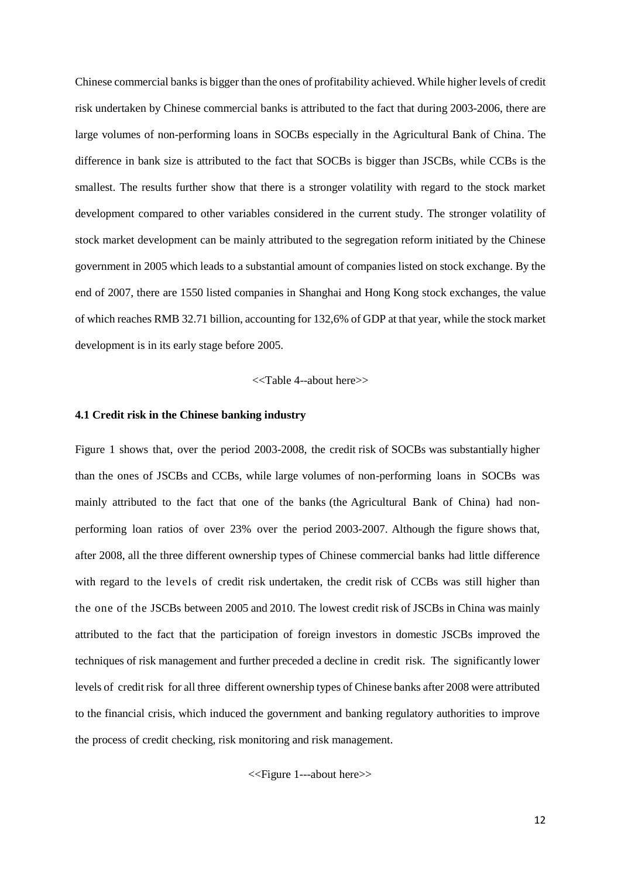Chinese commercial banks is bigger than the ones of profitability achieved. While higher levels of credit risk undertaken by Chinese commercial banks is attributed to the fact that during 2003-2006, there are large volumes of non-performing loans in SOCBs especially in the Agricultural Bank of China. The difference in bank size is attributed to the fact that SOCBs is bigger than JSCBs, while CCBs is the smallest. The results further show that there is a stronger volatility with regard to the stock market development compared to other variables considered in the current study. The stronger volatility of stock market development can be mainly attributed to the segregation reform initiated by the Chinese government in 2005 which leads to a substantial amount of companies listed on stock exchange. By the end of 2007, there are 1550 listed companies in Shanghai and Hong Kong stock exchanges, the value of which reaches RMB 32.71 billion, accounting for 132,6% of GDP at that year, while the stock market development is in its early stage before 2005.

<<Table 4--about here>>

### 4.1 Credit risk in the Chinese banking industry

Figure 1 shows that, over the period 2003-2008, the credit risk of SOCBs was substantially higher than the ones of JSCBs and CCBs, while large volumes of non-performing loans in SOCBs was mainly attributed to the fact that one of the banks (the Agricultural Bank of China) had non-performing loan ratios of over 23% over the period 2003-2007. Although the figure shows that, after 2008, all the three different ownership types of Chinese commercial banks had little difference with regard to the levels of credit risk undertaken, the credit risk of CCBs was still higher than the one of the JSCBs between 2005 and 2010. The lowest credit risk of JSCBs in China was mainly attributed to the fact that the participation of foreign investors in domestic JSCBs improved the techniques of risk management and further preceded a decline in credit risk. The significantly lower levels of credit risk for all three different ownership types of Chinese banks after 2008 were attributed to the financial crisis, which induced the government and banking regulatory authorities to improve the process of credit checking, risk monitoring and risk management.

<<Figure 1---about here>>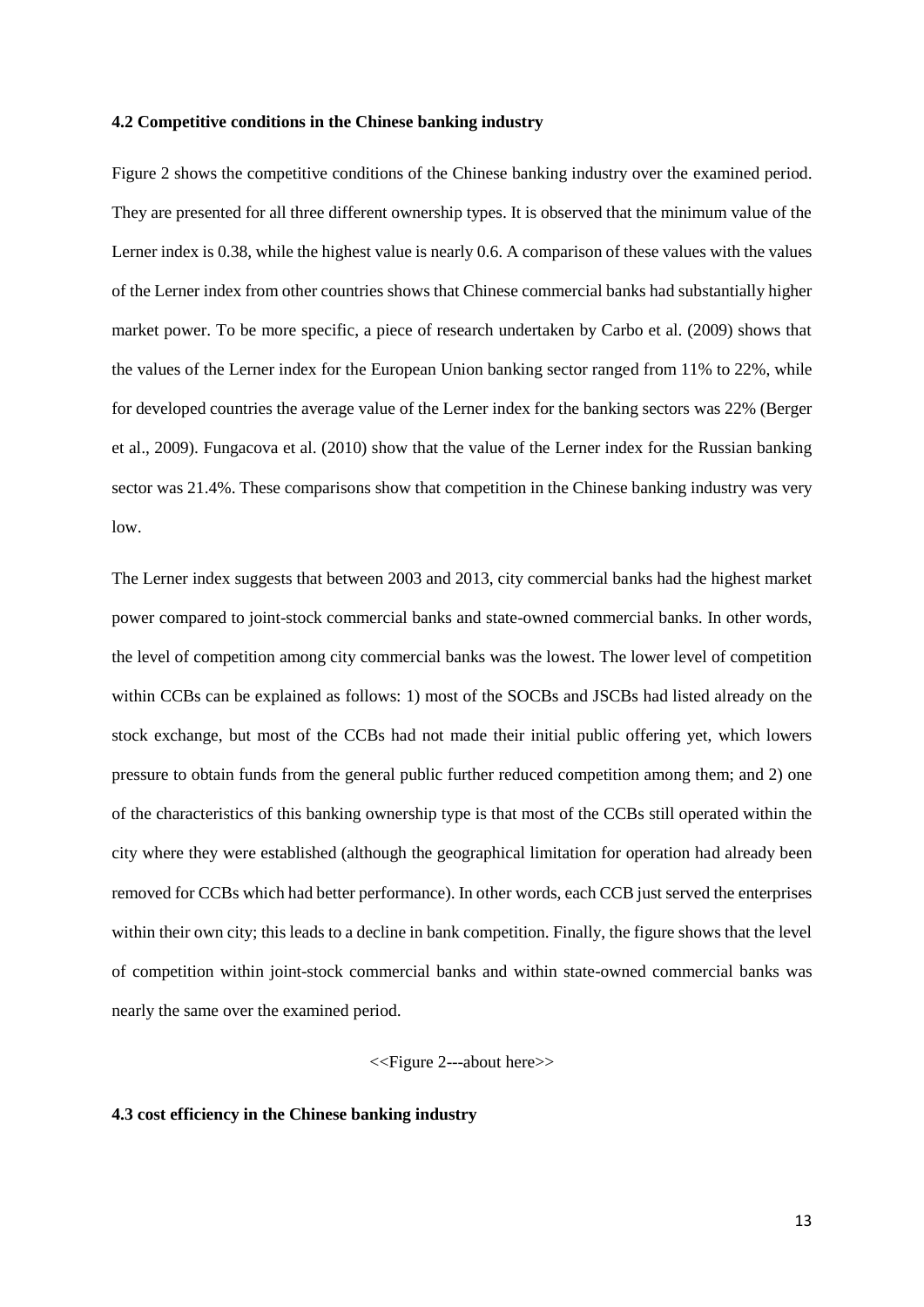### 4.2 Competitive conditions in the Chinese banking industry

Figure 2 shows the competitive conditions of the Chinese banking industry over the examined period. They are presented for all three different ownership types. It is observed that the minimum value of the Lerner index is 0.38, while the highest value is nearly 0.6. A comparison of these values with the values of the Lerner index from other countries shows that Chinese commercial banks had substantially higher market power. To be more specific, a piece of research undertaken by Carbo et al. (2009) shows that the values of the Lerner index for the European Union banking sector ranged from 11% to 22%, while for developed countries the average value of the Lerner index for the banking sectors was 22% (Berger et al., 2009). Fungacova et al. (2010) show that the value of the Lerner index for the Russian banking sector was 21.4%. These comparisons show that competition in the Chinese banking industry was very low.

The Lerner index suggests that between 2003 and 2013, city commercial banks had the highest market power compared to joint-stock commercial banks and state-owned commercial banks. In other words, the level of competition among city commercial banks was the lowest. The lower level of competition within CCBs can be explained as follows: 1) most of the SOCBs and JSCBs had listed already on the stock exchange, but most of the CCBs had not made their initial public offering yet, which lowers pressure to obtain funds from the general public further reduced competition among them; and 2) one of the characteristics of this banking ownership type is that most of the CCBs still operated within the city where they were established (although the geographical limitation for operation had already been removed for CCBs which had better performance). In other words, each CCB just served the enterprises within their own city; this leads to a decline in bank competition. Finally, the figure shows that the level of competition within joint-stock commercial banks and within state-owned commercial banks was nearly the same over the examined period.

<<Figure 2---about here>>

### 4.3 cost efficiency in the Chinese banking industry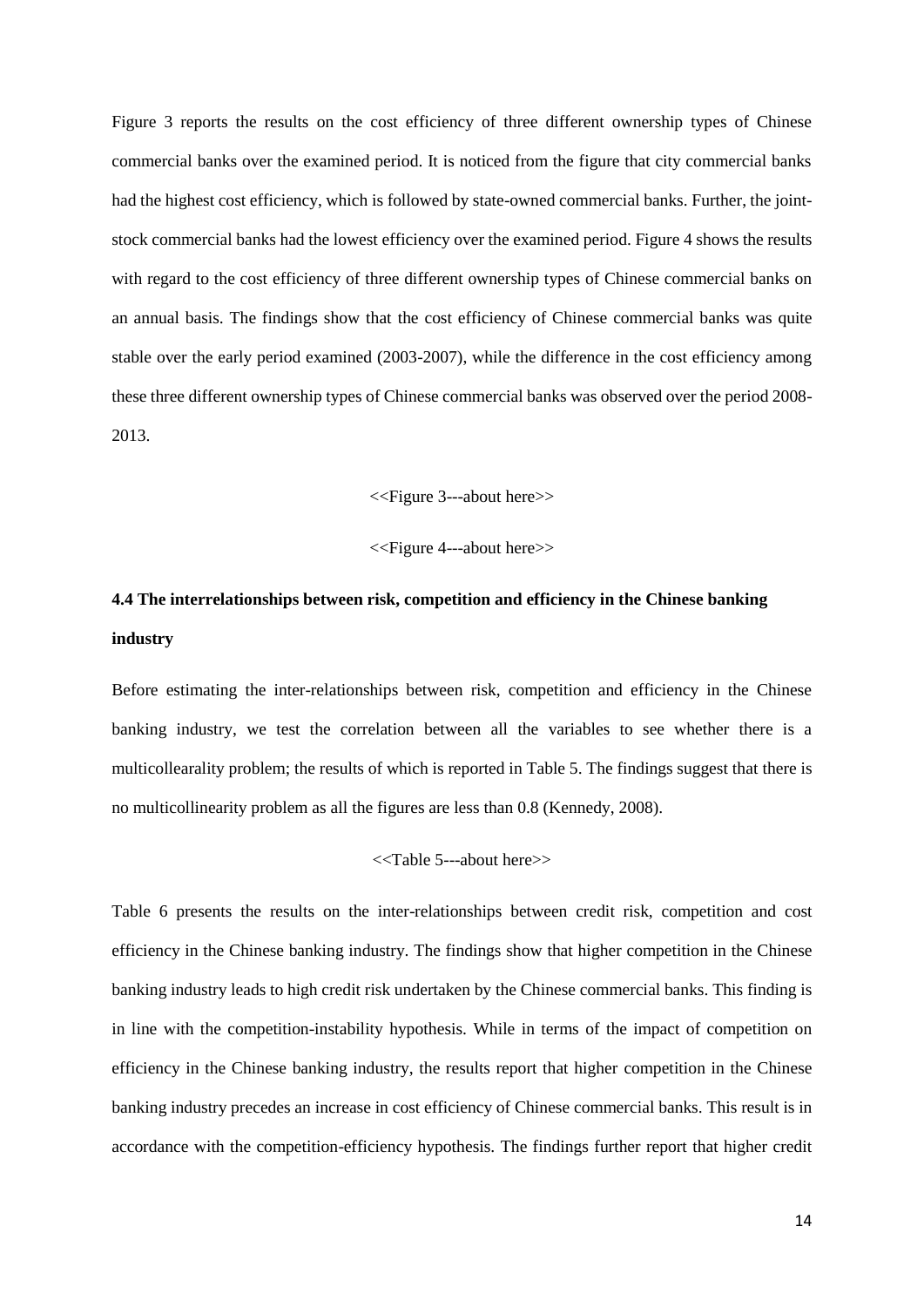Figure 3 reports the results on the cost efficiency of three different ownership types of Chinese commercial banks over the examined period. It is noticed from the figure that city commercial banks had the highest cost efficiency, which is followed by state-owned commercial banks. Further, the joint-stock commercial banks had the lowest efficiency over the examined period. Figure 4 shows the results with regard to the cost efficiency of three different ownership types of Chinese commercial banks on an annual basis. The findings show that the cost efficiency of Chinese commercial banks was quite stable over the early period examined (2003-2007), while the difference in the cost efficiency among these three different ownership types of Chinese commercial banks was observed over the period 2008-2013.

<<Figure 3---about here>>

<<Figure 4---about here>>

### 4.4 The interrelationships between risk, competition and efficiency in the Chinese banking industry

Before estimating the inter-relationships between risk, competition and efficiency in the Chinese banking industry, we test the correlation between all the variables to see whether there is a multicollearality problem; the results of which is reported in Table 5. The findings suggest that there is no multicollinearity problem as all the figures are less than 0.8 (Kennedy, 2008).

<<Table 5---about here>>

Table 6 presents the results on the inter-relationships between credit risk, competition and cost efficiency in the Chinese banking industry. The findings show that higher competition in the Chinese banking industry leads to high credit risk undertaken by the Chinese commercial banks. This finding is in line with the competition-instability hypothesis. While in terms of the impact of competition on efficiency in the Chinese banking industry, the results report that higher competition in the Chinese banking industry precedes an increase in cost efficiency of Chinese commercial banks. This result is in accordance with the competition-efficiency hypothesis. The findings further report that higher credit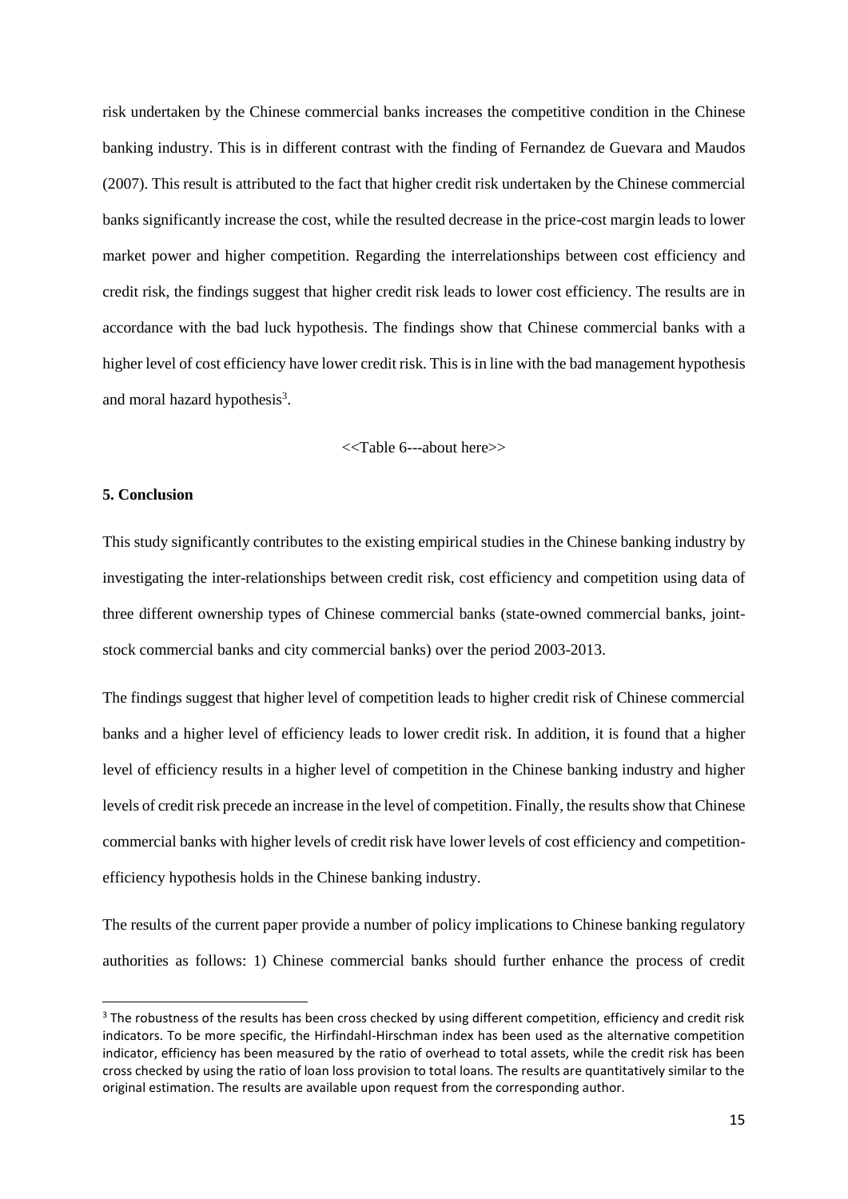risk undertaken by the Chinese commercial banks increases the competitive condition in the Chinese banking industry. This is in different contrast with the finding of Fernandez de Guevara and Maudos (2007). This result is attributed to the fact that higher credit risk undertaken by the Chinese commercial banks significantly increase the cost, while the resulted decrease in the price-cost margin leads to lower market power and higher competition. Regarding the interrelationships between cost efficiency and credit risk, the findings suggest that higher credit risk leads to lower cost efficiency. The results are in accordance with the bad luck hypothesis. The findings show that Chinese commercial banks with a higher level of cost efficiency have lower credit risk. This is in line with the bad management hypothesis and moral hazard hypothesis[3].

<<Table 6---about here>>

**5. Conclusion**

This study significantly contributes to the existing empirical studies in the Chinese banking industry by investigating the inter-relationships between credit risk, cost efficiency and competition using data of three different ownership types of Chinese commercial banks (state-owned commercial banks, joint-stock commercial banks and city commercial banks) over the period 2003-2013.

The findings suggest that higher level of competition leads to higher credit risk of Chinese commercial banks and a higher level of efficiency leads to lower credit risk. In addition, it is found that a higher level of efficiency results in a higher level of competition in the Chinese banking industry and higher levels of credit risk precede an increase in the level of competition. Finally, the results show that Chinese commercial banks with higher levels of credit risk have lower levels of cost efficiency and competition-efficiency hypothesis holds in the Chinese banking industry.

The results of the current paper provide a number of policy implications to Chinese banking regulatory authorities as follows: 1) Chinese commercial banks should further enhance the process of credit

[3] The robustness of the results has been cross checked by using different competition, efficiency and credit risk indicators. To be more specific, the Hirfindahl-Hirschman index has been used as the alternative competition indicator, efficiency has been measured by the ratio of overhead to total assets, while the credit risk has been cross checked by using the ratio of loan loss provision to total loans. The results are quantitatively similar to the original estimation. The results are available upon request from the corresponding author.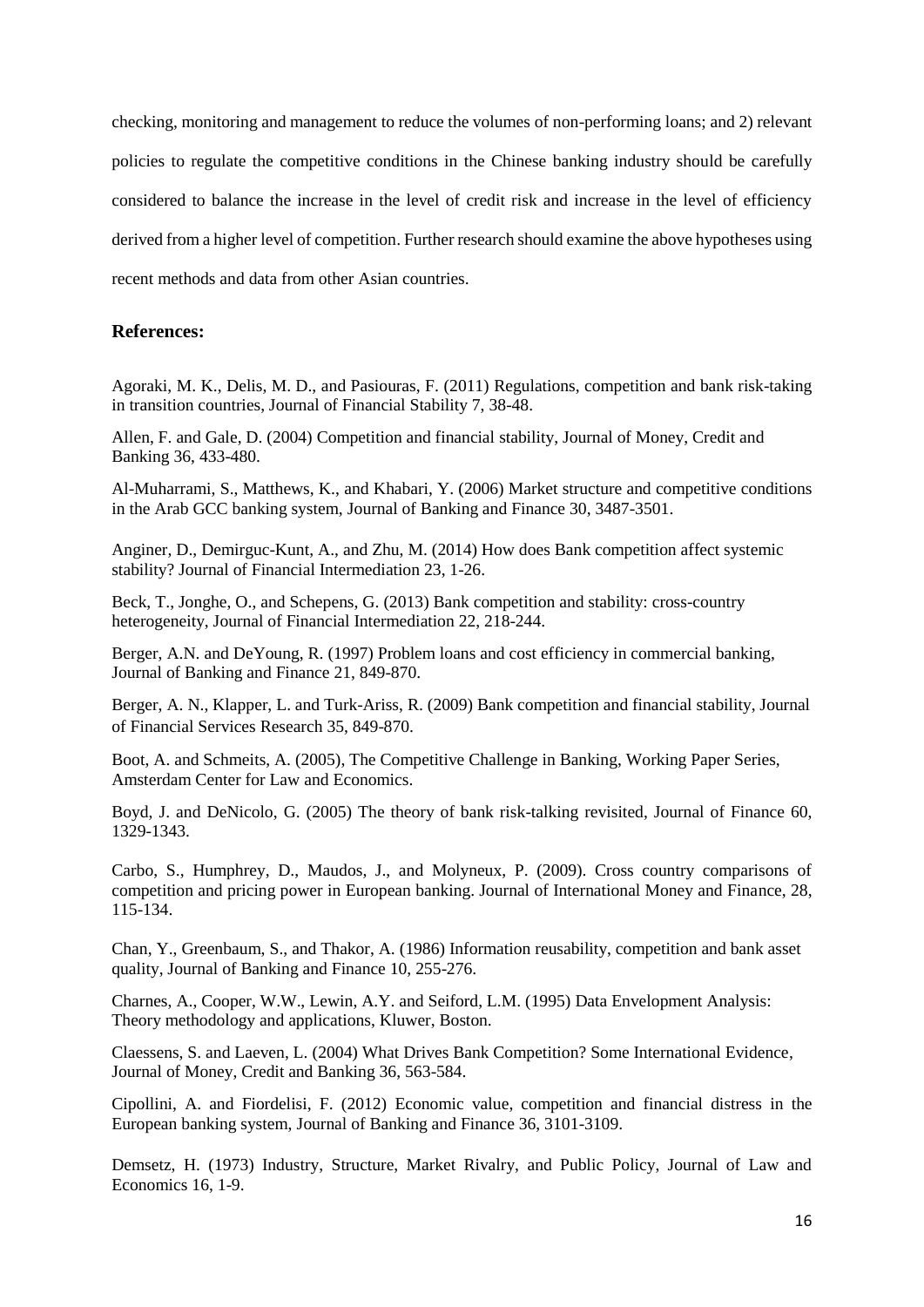checking, monitoring and management to reduce the volumes of non-performing loans; and 2) relevant policies to regulate the competitive conditions in the Chinese banking industry should be carefully considered to balance the increase in the level of credit risk and increase in the level of efficiency derived from a higher level of competition. Further research should examine the above hypotheses using recent methods and data from other Asian countries.

### References:

Agoraki, M. K., Delis, M. D., and Pasiouras, F. (2011) Regulations, competition and bank risk-taking in transition countries, Journal of Financial Stability 7, 38-48.

Allen, F. and Gale, D. (2004) Competition and financial stability, Journal of Money, Credit and Banking 36, 433-480.

Al-Muharrami, S., Matthews, K., and Khabari, Y. (2006) Market structure and competitive conditions in the Arab GCC banking system, Journal of Banking and Finance 30, 3487-3501.

Anginer, D., Demirguc-Kunt, A., and Zhu, M. (2014) How does Bank competition affect systemic stability? Journal of Financial Intermediation 23, 1-26.

Beck, T., Jonghe, O., and Schepens, G. (2013) Bank competition and stability: cross-country heterogeneity, Journal of Financial Intermediation 22, 218-244.

Berger, A.N. and DeYoung, R. (1997) Problem loans and cost efficiency in commercial banking, Journal of Banking and Finance 21, 849-870.

Berger, A. N., Klapper, L. and Turk-Ariss, R. (2009) Bank competition and financial stability, Journal of Financial Services Research 35, 849-870.

Boot, A. and Schmeits, A. (2005), The Competitive Challenge in Banking, Working Paper Series, Amsterdam Center for Law and Economics.

Boyd, J. and DeNicolo, G. (2005) The theory of bank risk-talking revisited, Journal of Finance 60, 1329-1343.

Carbo, S., Humphrey, D., Maudos, J., and Molyneux, P. (2009). Cross country comparisons of competition and pricing power in European banking. Journal of International Money and Finance, 28, 115-134.

Chan, Y., Greenbaum, S., and Thakor, A. (1986) Information reusability, competition and bank asset quality, Journal of Banking and Finance 10, 255-276.

Charnes, A., Cooper, W.W., Lewin, A.Y. and Seiford, L.M. (1995) Data Envelopment Analysis: Theory methodology and applications, Kluwer, Boston.

Claessens, S. and Laeven, L. (2004) What Drives Bank Competition? Some International Evidence, Journal of Money, Credit and Banking 36, 563-584.

Cipollini, A. and Fiordelisi, F. (2012) Economic value, competition and financial distress in the European banking system, Journal of Banking and Finance 36, 3101-3109.

Demsetz, H. (1973) Industry, Structure, Market Rivalry, and Public Policy, Journal of Law and Economics 16, 1-9.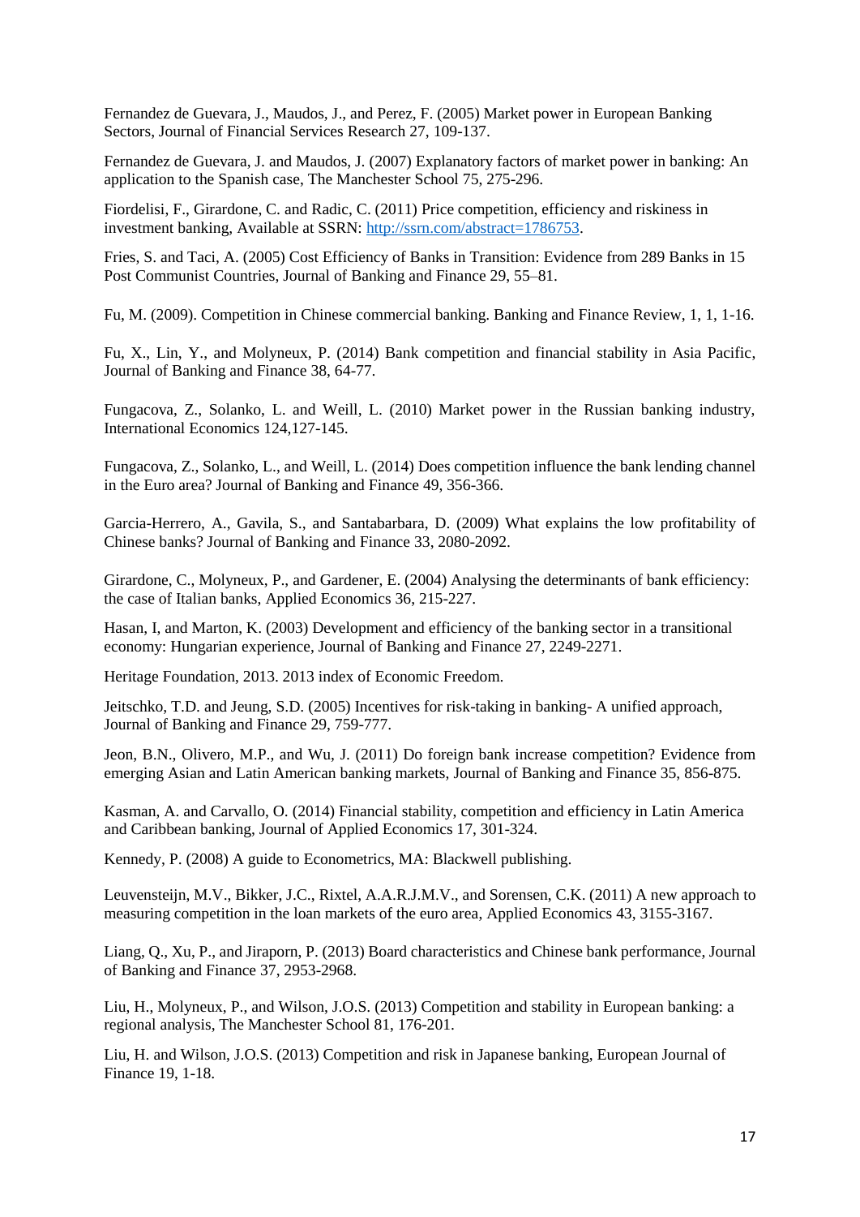Fernandez de Guevara, J., Maudos, J., and Perez, F. (2005) Market power in European Banking Sectors, Journal of Financial Services Research 27, 109-137.

Fernandez de Guevara, J. and Maudos, J. (2007) Explanatory factors of market power in banking: An application to the Spanish case, The Manchester School 75, 275-296.

Fiordelisi, F., Girardone, C. and Radic, C. (2011) Price competition, efficiency and riskiness in investment banking, Available at SSRN: http://ssrn.com/abstract=1786753.

Fries, S. and Taci, A. (2005) Cost Efficiency of Banks in Transition: Evidence from 289 Banks in 15 Post Communist Countries, Journal of Banking and Finance 29, 55–81.

Fu, M. (2009). Competition in Chinese commercial banking. Banking and Finance Review, 1, 1, 1-16.

Fu, X., Lin, Y., and Molyneux, P. (2014) Bank competition and financial stability in Asia Pacific, Journal of Banking and Finance 38, 64-77.

Fungacova, Z., Solanko, L. and Weill, L. (2010) Market power in the Russian banking industry, International Economics 124,127-145.

Fungacova, Z., Solanko, L., and Weill, L. (2014) Does competition influence the bank lending channel in the Euro area? Journal of Banking and Finance 49, 356-366.

Garcia-Herrero, A., Gavila, S., and Santabarbara, D. (2009) What explains the low profitability of Chinese banks? Journal of Banking and Finance 33, 2080-2092.

Girardone, C., Molyneux, P., and Gardener, E. (2004) Analysing the determinants of bank efficiency: the case of Italian banks, Applied Economics 36, 215-227.

Hasan, I, and Marton, K. (2003) Development and efficiency of the banking sector in a transitional economy: Hungarian experience, Journal of Banking and Finance 27, 2249-2271.

Heritage Foundation, 2013. 2013 index of Economic Freedom.

Jeitschko, T.D. and Jeung, S.D. (2005) Incentives for risk-taking in banking- A unified approach, Journal of Banking and Finance 29, 759-777.

Jeon, B.N., Olivero, M.P., and Wu, J. (2011) Do foreign bank increase competition? Evidence from emerging Asian and Latin American banking markets, Journal of Banking and Finance 35, 856-875.

Kasman, A. and Carvallo, O. (2014) Financial stability, competition and efficiency in Latin America and Caribbean banking, Journal of Applied Economics 17, 301-324.

Kennedy, P. (2008) A guide to Econometrics, MA: Blackwell publishing.

Leuvensteijn, M.V., Bikker, J.C., Rixtel, A.A.R.J.M.V., and Sorensen, C.K. (2011) A new approach to measuring competition in the loan markets of the euro area, Applied Economics 43, 3155-3167.

Liang, Q., Xu, P., and Jiraporn, P. (2013) Board characteristics and Chinese bank performance, Journal of Banking and Finance 37, 2953-2968.

Liu, H., Molyneux, P., and Wilson, J.O.S. (2013) Competition and stability in European banking: a regional analysis, The Manchester School 81, 176-201.

Liu, H. and Wilson, J.O.S. (2013) Competition and risk in Japanese banking, European Journal of Finance 19, 1-18.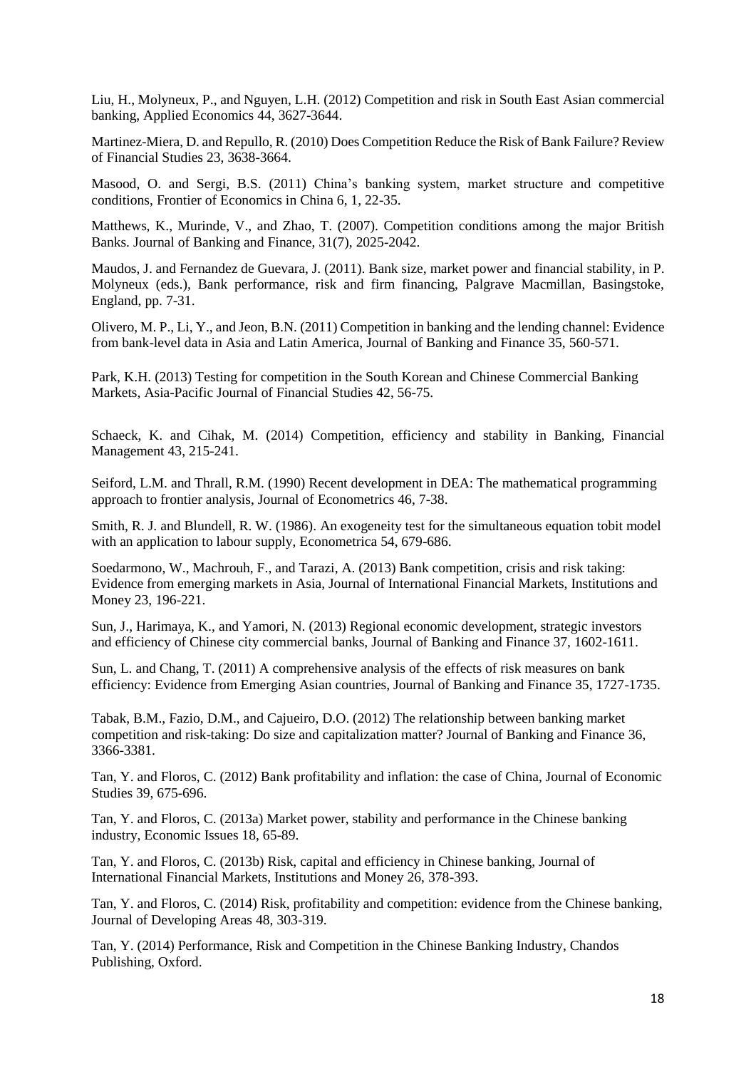Liu, H., Molyneux, P., and Nguyen, L.H. (2012) Competition and risk in South East Asian commercial banking, Applied Economics 44, 3627-3644.

Martinez-Miera, D. and Repullo, R. (2010) Does Competition Reduce the Risk of Bank Failure? Review of Financial Studies 23, 3638-3664.

Masood, O. and Sergi, B.S. (2011) China's banking system, market structure and competitive conditions, Frontier of Economics in China 6, 1, 22-35.

Matthews, K., Murinde, V., and Zhao, T. (2007). Competition conditions among the major British Banks. Journal of Banking and Finance, 31(7), 2025-2042.

Maudos, J. and Fernandez de Guevara, J. (2011). Bank size, market power and financial stability, in P. Molyneux (eds.), Bank performance, risk and firm financing, Palgrave Macmillan, Basingstoke, England, pp. 7-31.

Olivero, M. P., Li, Y., and Jeon, B.N. (2011) Competition in banking and the lending channel: Evidence from bank-level data in Asia and Latin America, Journal of Banking and Finance 35, 560-571.

Park, K.H. (2013) Testing for competition in the South Korean and Chinese Commercial Banking Markets, Asia-Pacific Journal of Financial Studies 42, 56-75.

Schaeck, K. and Cihak, M. (2014) Competition, efficiency and stability in Banking, Financial Management 43, 215-241.

Seiford, L.M. and Thrall, R.M. (1990) Recent development in DEA: The mathematical programming approach to frontier analysis, Journal of Econometrics 46, 7-38.

Smith, R. J. and Blundell, R. W. (1986). An exogeneity test for the simultaneous equation tobit model with an application to labour supply, Econometrica 54, 679-686.

Soedarmono, W., Machrouh, F., and Tarazi, A. (2013) Bank competition, crisis and risk taking: Evidence from emerging markets in Asia, Journal of International Financial Markets, Institutions and Money 23, 196-221.

Sun, J., Harimaya, K., and Yamori, N. (2013) Regional economic development, strategic investors and efficiency of Chinese city commercial banks, Journal of Banking and Finance 37, 1602-1611.

Sun, L. and Chang, T. (2011) A comprehensive analysis of the effects of risk measures on bank efficiency: Evidence from Emerging Asian countries, Journal of Banking and Finance 35, 1727-1735.

Tabak, B.M., Fazio, D.M., and Cajueiro, D.O. (2012) The relationship between banking market competition and risk-taking: Do size and capitalization matter? Journal of Banking and Finance 36, 3366-3381.

Tan, Y. and Floros, C. (2012) Bank profitability and inflation: the case of China, Journal of Economic Studies 39, 675-696.

Tan, Y. and Floros, C. (2013a) Market power, stability and performance in the Chinese banking industry, Economic Issues 18, 65-89.

Tan, Y. and Floros, C. (2013b) Risk, capital and efficiency in Chinese banking, Journal of International Financial Markets, Institutions and Money 26, 378-393.

Tan, Y. and Floros, C. (2014) Risk, profitability and competition: evidence from the Chinese banking, Journal of Developing Areas 48, 303-319.

Tan, Y. (2014) Performance, Risk and Competition in the Chinese Banking Industry, Chandos Publishing, Oxford.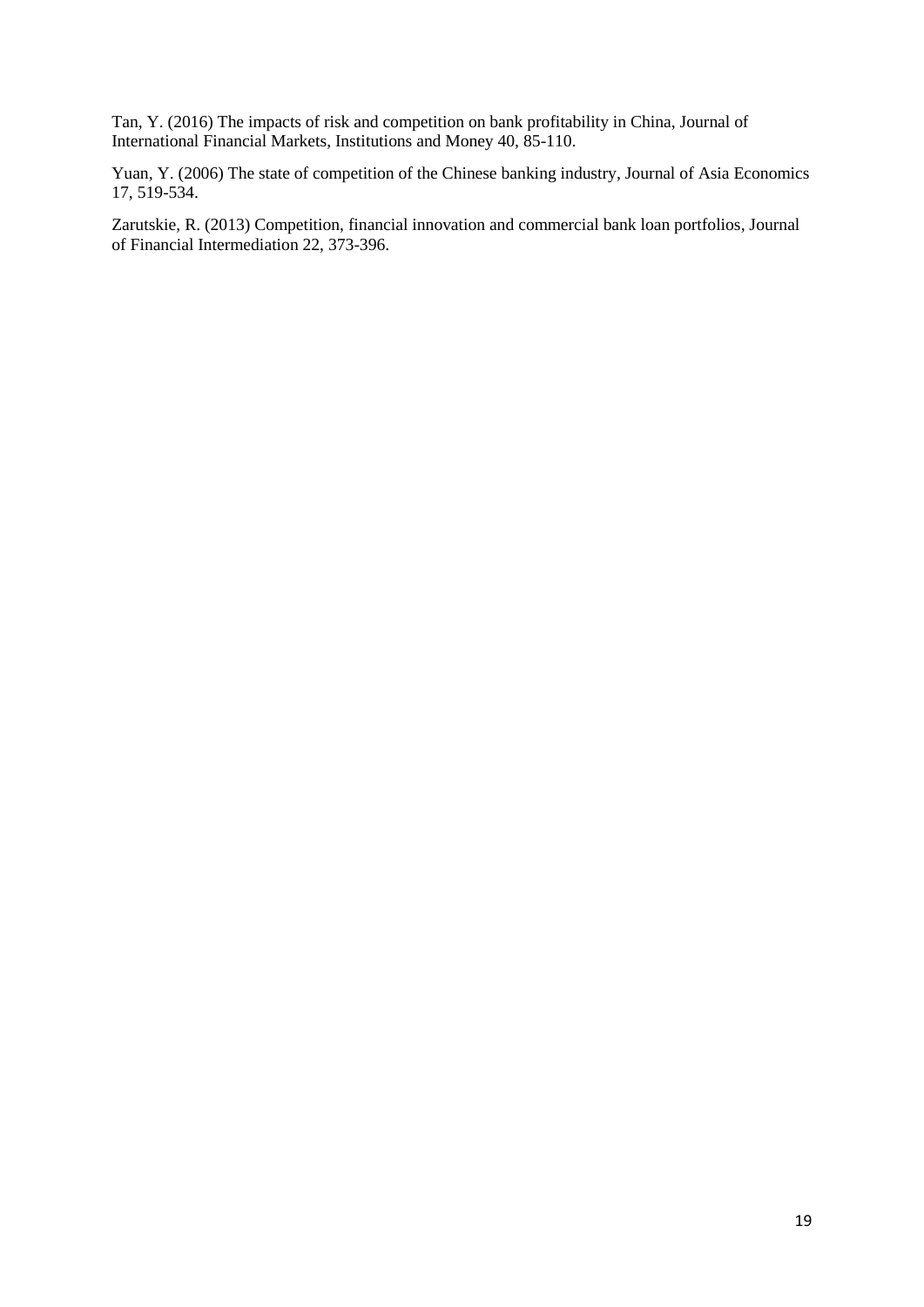Tan, Y. (2016) The impacts of risk and competition on bank profitability in China, Journal of International Financial Markets, Institutions and Money 40, 85-110.

Yuan, Y. (2006) The state of competition of the Chinese banking industry, Journal of Asia Economics 17, 519-534.

Zarutskie, R. (2013) Competition, financial innovation and commercial bank loan portfolios, Journal of Financial Intermediation 22, 373-396.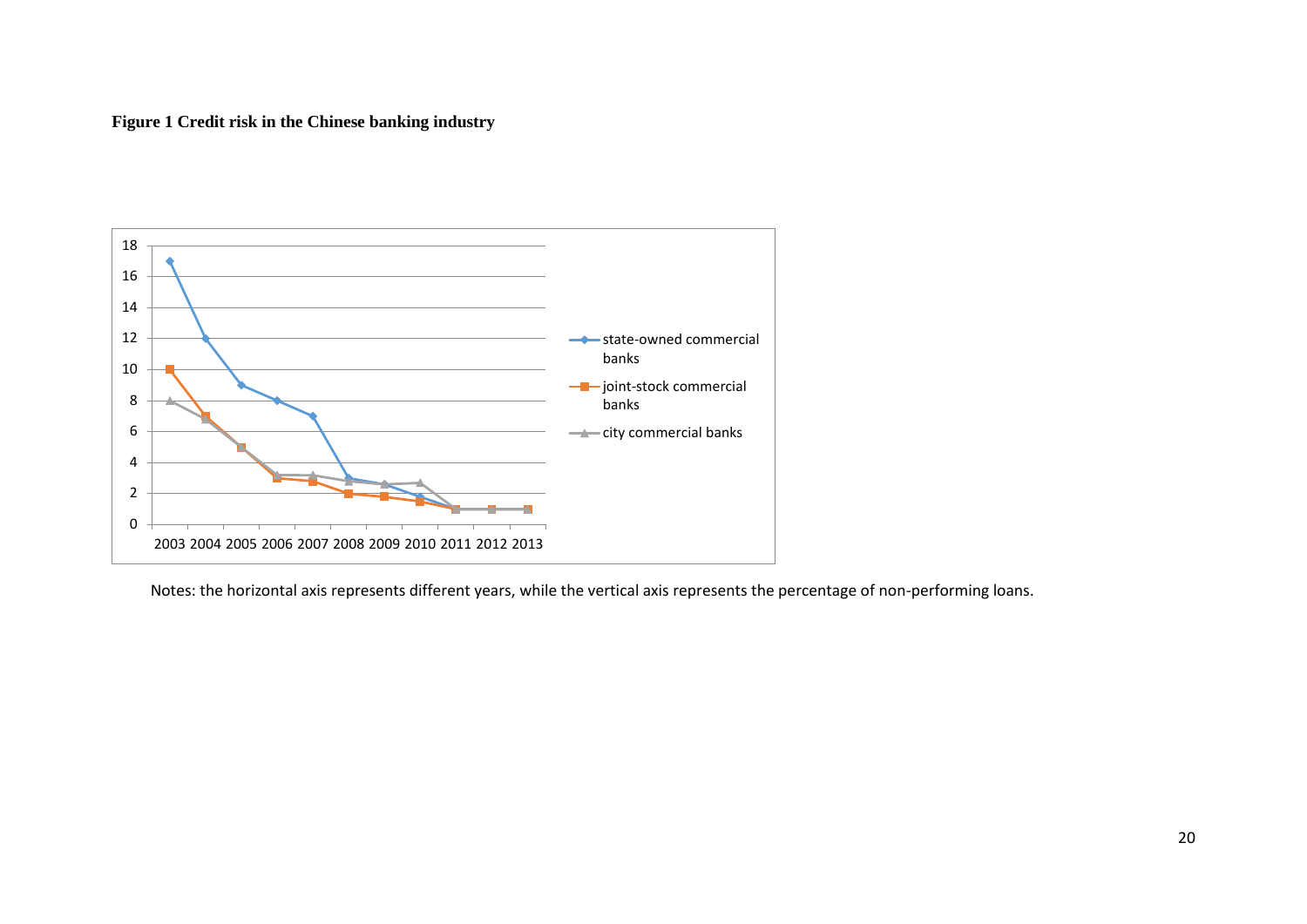**Figure 1 Credit risk in the Chinese banking industry**

Notes: the horizontal axis represents different years, while the vertical axis represents the percentage of non-performing loans.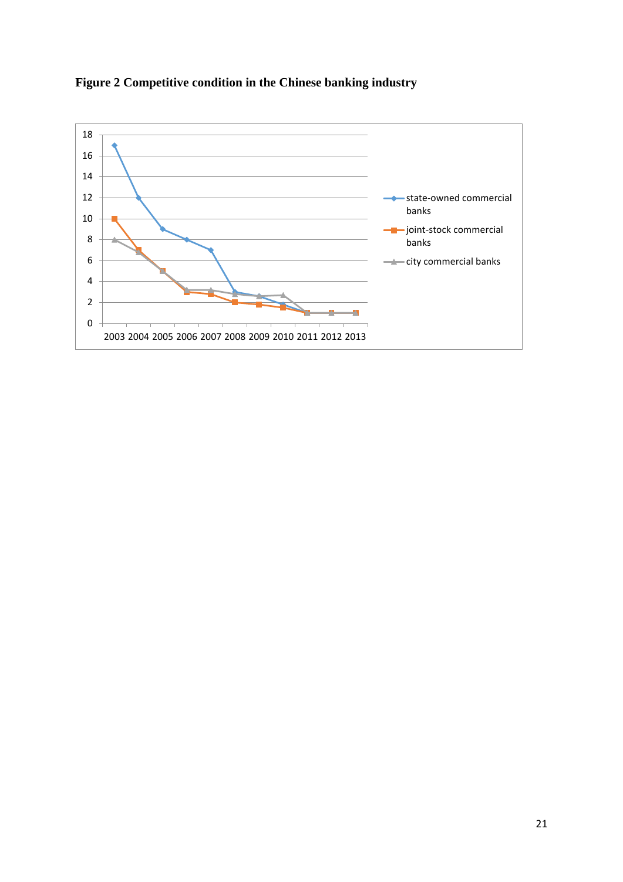**Figure 2 Competitive condition in the Chinese banking industry**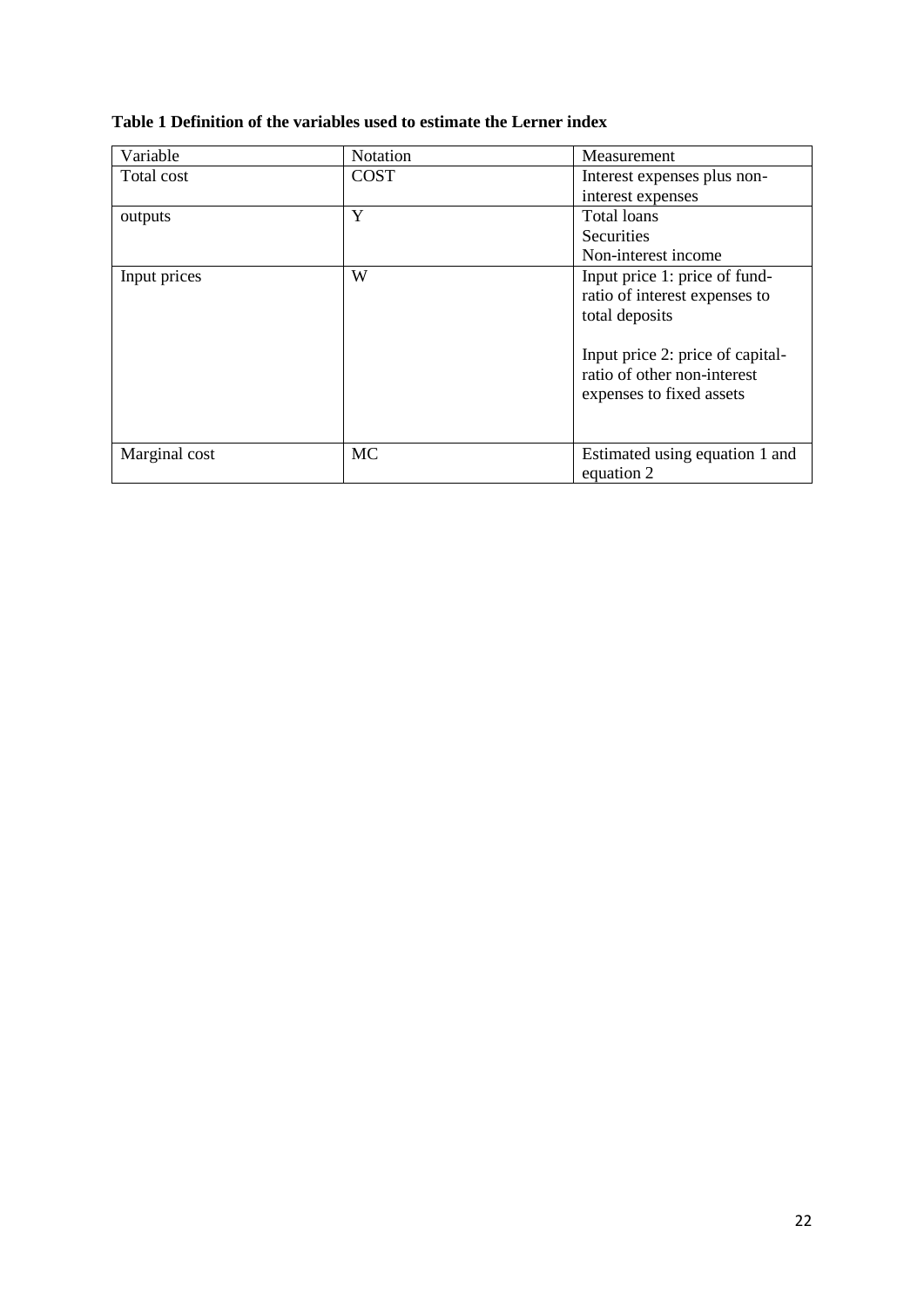**Table 1 Definition of the variables used to estimate the Lerner index**

| Variable | Notation | Measurement |
|---|---|---|
| Total cost | COST | Interest expenses plus non-interest expenses |
| outputs | Y | Total loans<br>Securities<br>Non-interest income |
| Input prices | W | Input price 1: price of fund-ratio of interest expenses to total deposits<br><br>Input price 2: price of capital-ratio of other non-interest expenses to fixed assets |
| Marginal cost | MC | Estimated using equation 1 and equation 2 |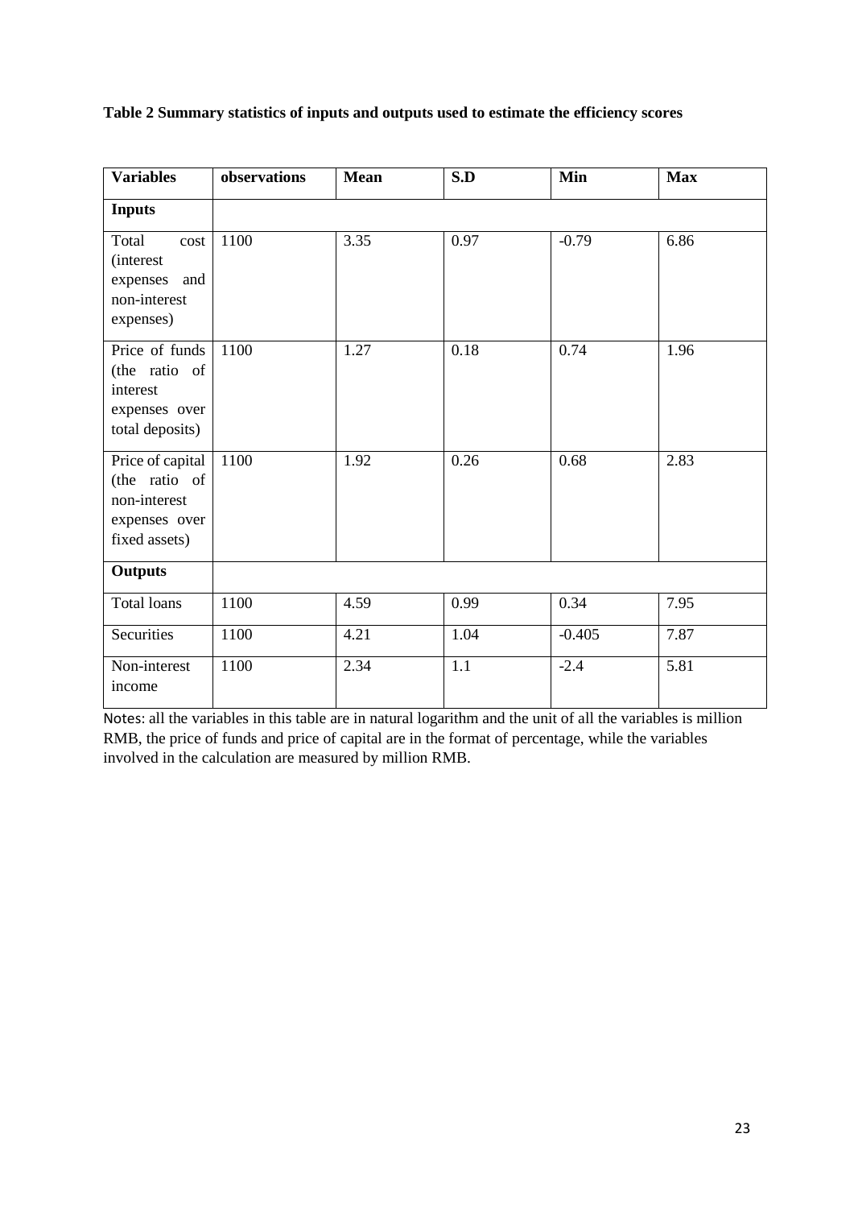**Table 2 Summary statistics of inputs and outputs used to estimate the efficiency scores**

| Variables | observations | Mean | S.D | Min | Max |
|---|---|---|---|---|---|
| **Inputs** | | | | | |
| Total cost (interest expenses and non-interest expenses) | 1100 | 3.35 | 0.97 | -0.79 | 6.86 |
| Price of funds (the ratio of interest expenses over total deposits) | 1100 | 1.27 | 0.18 | 0.74 | 1.96 |
| Price of capital (the ratio of non-interest expenses over fixed assets) | 1100 | 1.92 | 0.26 | 0.68 | 2.83 |
| **Outputs** | | | | | |
| Total loans | 1100 | 4.59 | 0.99 | 0.34 | 7.95 |
| Securities | 1100 | 4.21 | 1.04 | -0.405 | 7.87 |
| Non-interest income | 1100 | 2.34 | 1.1 | -2.4 | 5.81 |

Notes: all the variables in this table are in natural logarithm and the unit of all the variables is million RMB, the price of funds and price of capital are in the format of percentage, while the variables involved in the calculation are measured by million RMB.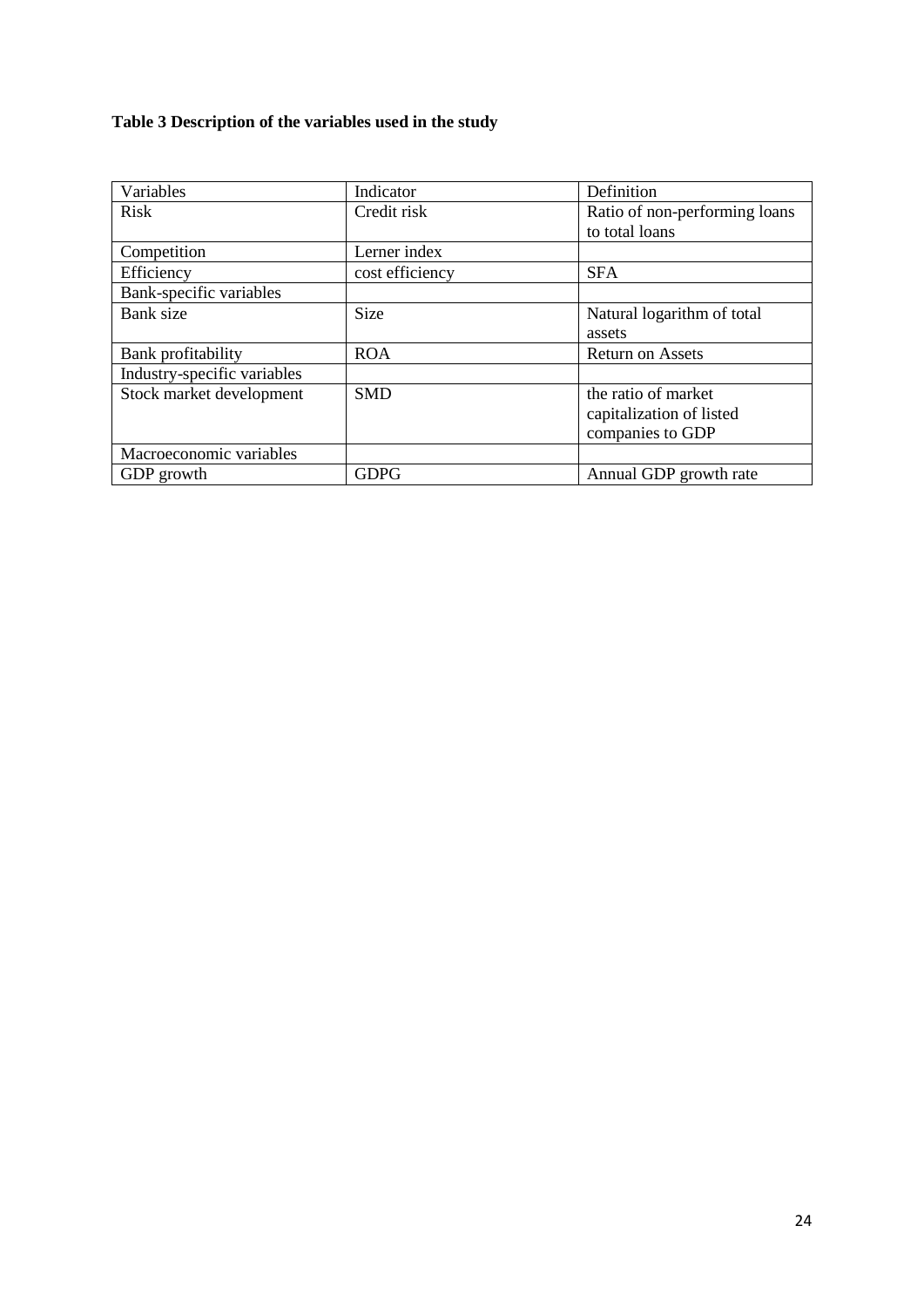**Table 3 Description of the variables used in the study**

| Variables | Indicator | Definition |
|---|---|---|
| Risk | Credit risk | Ratio of non-performing loans to total loans |
| Competition | Lerner index | |
| Efficiency | cost efficiency | SFA |
| Bank-specific variables | | |
| Bank size | Size | Natural logarithm of total assets |
| Bank profitability | ROA | Return on Assets |
| Industry-specific variables | | |
| Stock market development | SMD | the ratio of market capitalization of listed companies to GDP |
| Macroeconomic variables | | |
| GDP growth | GDPG | Annual GDP growth rate |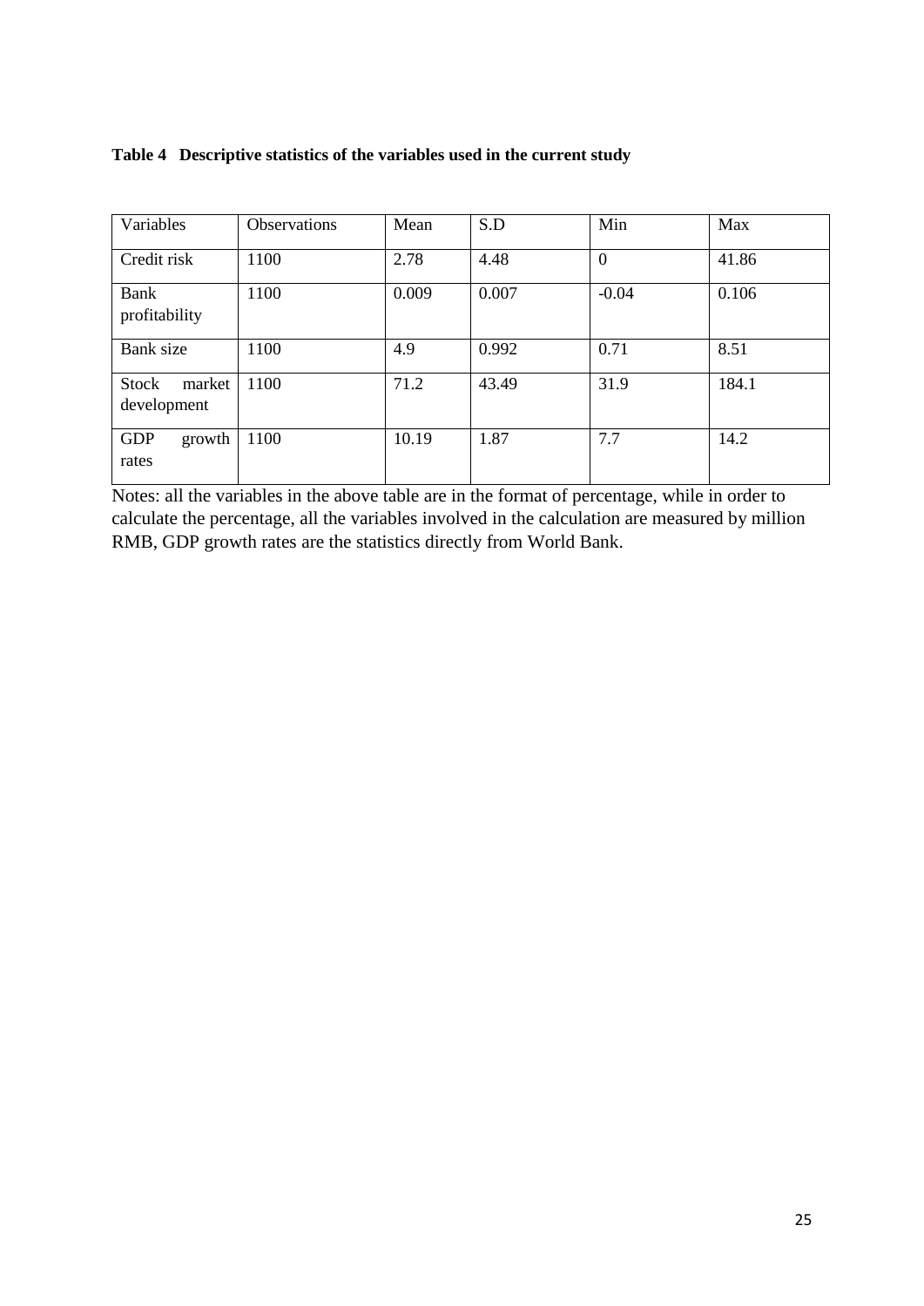**Table 4 Descriptive statistics of the variables used in the current study**

| Variables | Observations | Mean | S.D | Min | Max |
|---|---|---|---|---|---|
| Credit risk | 1100 | 2.78 | 4.48 | 0 | 41.86 |
| Bank profitability | 1100 | 0.009 | 0.007 | -0.04 | 0.106 |
| Bank size | 1100 | 4.9 | 0.992 | 0.71 | 8.51 |
| Stock market development | 1100 | 71.2 | 43.49 | 31.9 | 184.1 |
| GDP growth rates | 1100 | 10.19 | 1.87 | 7.7 | 14.2 |

Notes: all the variables in the above table are in the format of percentage, while in order to calculate the percentage, all the variables involved in the calculation are measured by million RMB, GDP growth rates are the statistics directly from World Bank.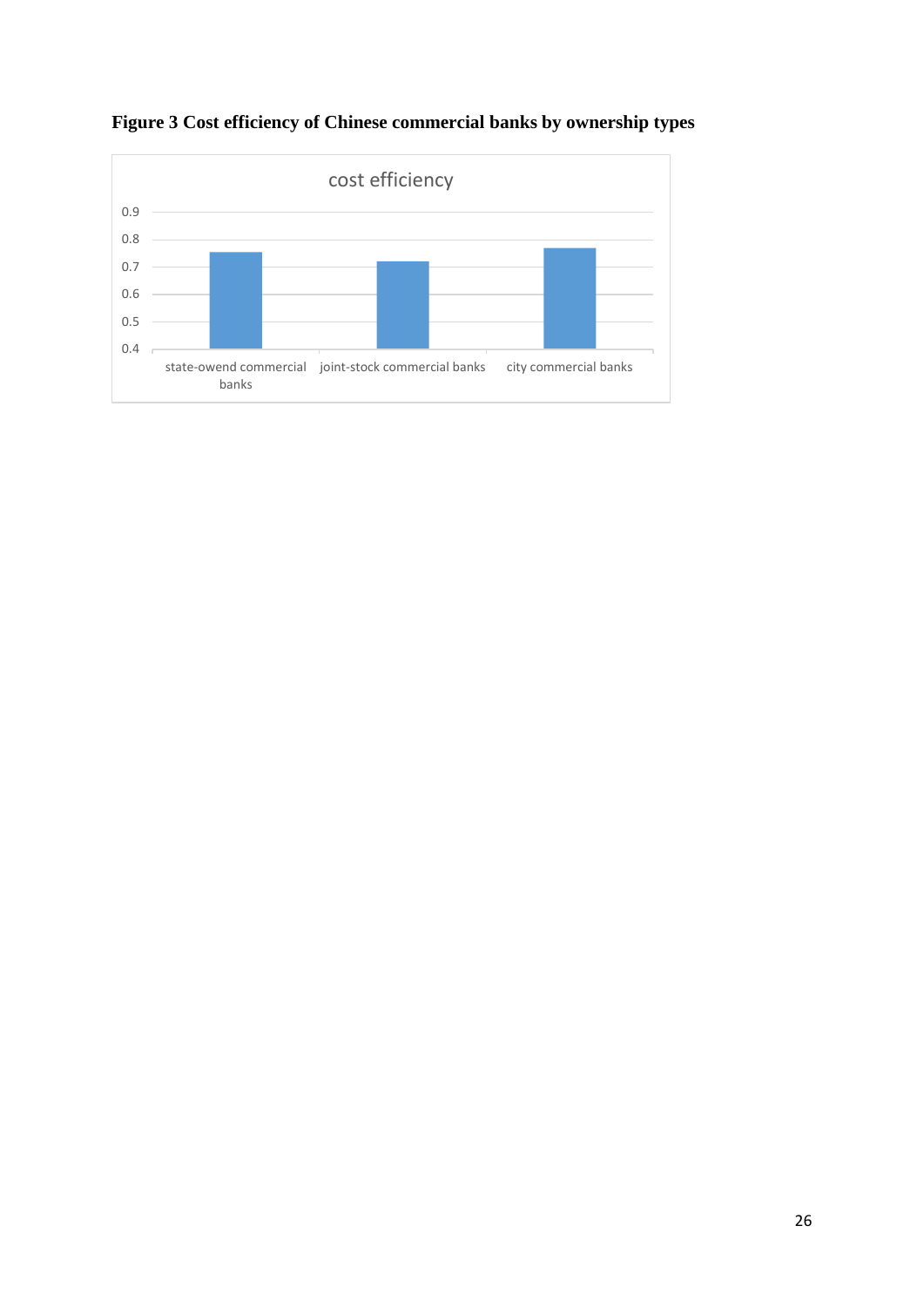**Figure 3 Cost efficiency of Chinese commercial banks by ownership types**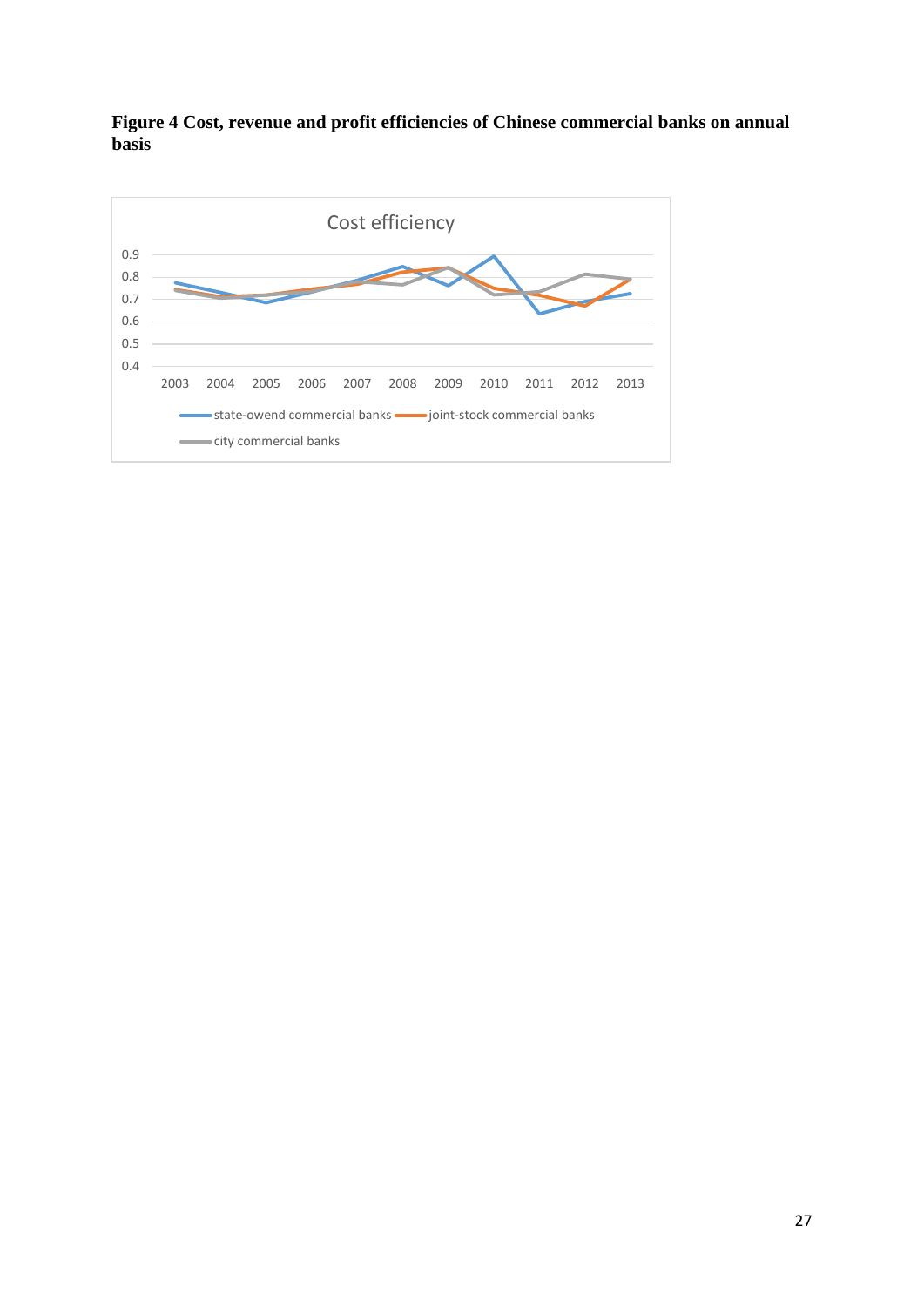**Figure 4 Cost, revenue and profit efficiencies of Chinese commercial banks on annual basis**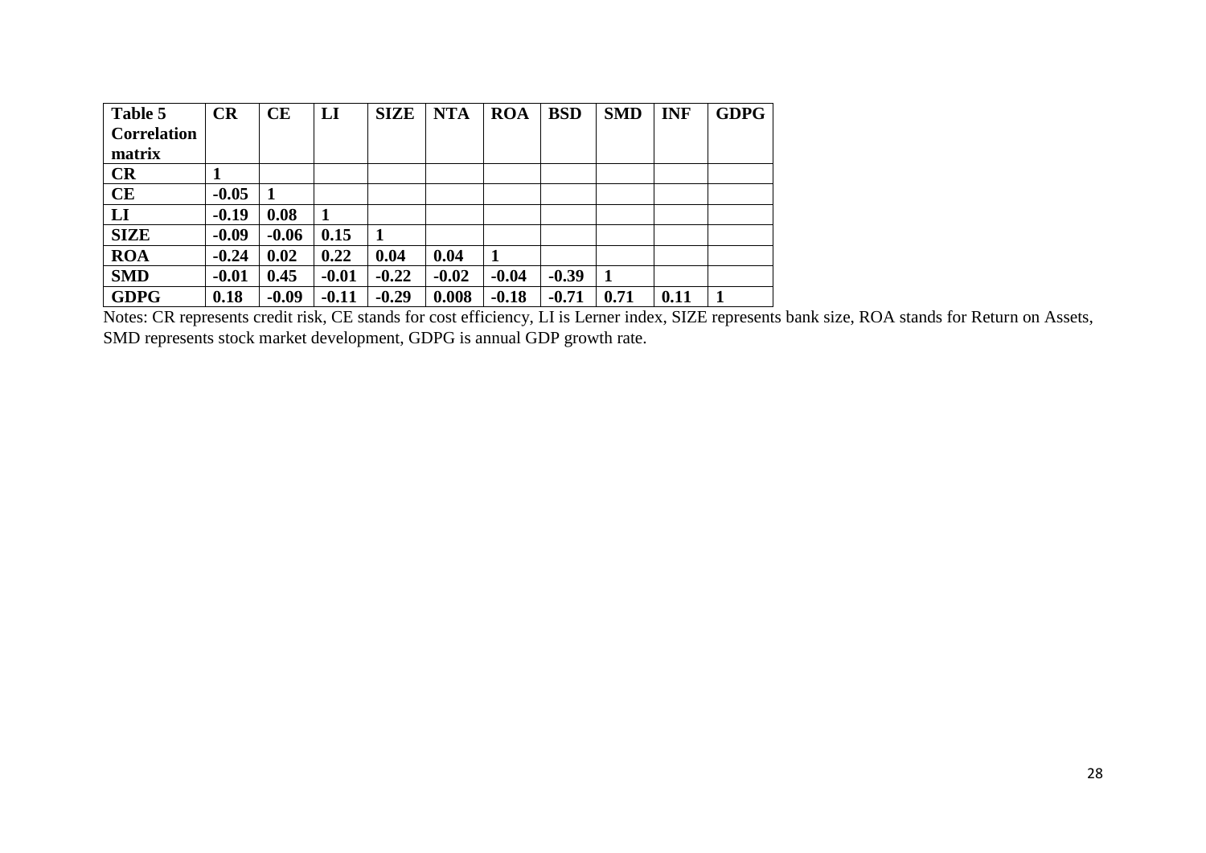| Table 5 Correlation matrix | CR | CE | LI | SIZE | NTA | ROA | BSD | SMD | INF | GDPG |
|---|---|---|---|---|---|---|---|---|---|---|
| **CR** | **1** | | | | | | | | | |
| **CE** | **-0.05** | **1** | | | | | | | | |
| **LI** | **-0.19** | **0.08** | **1** | | | | | | | |
| **SIZE** | **-0.09** | **-0.06** | **0.15** | **1** | | | | | | |
| **ROA** | **-0.24** | **0.02** | **0.22** | **0.04** | **0.04** | **1** | | | | |
| **SMD** | **-0.01** | **0.45** | **-0.01** | **-0.22** | **-0.02** | **-0.04** | **-0.39** | **1** | | |
| **GDPG** | **0.18** | **-0.09** | **-0.11** | **-0.29** | **0.008** | **-0.18** | **-0.71** | **0.71** | **0.11** | **1** |

Notes: CR represents credit risk, CE stands for cost efficiency, LI is Lerner index, SIZE represents bank size, ROA stands for Return on Assets, SMD represents stock market development, GDPG is annual GDP growth rate.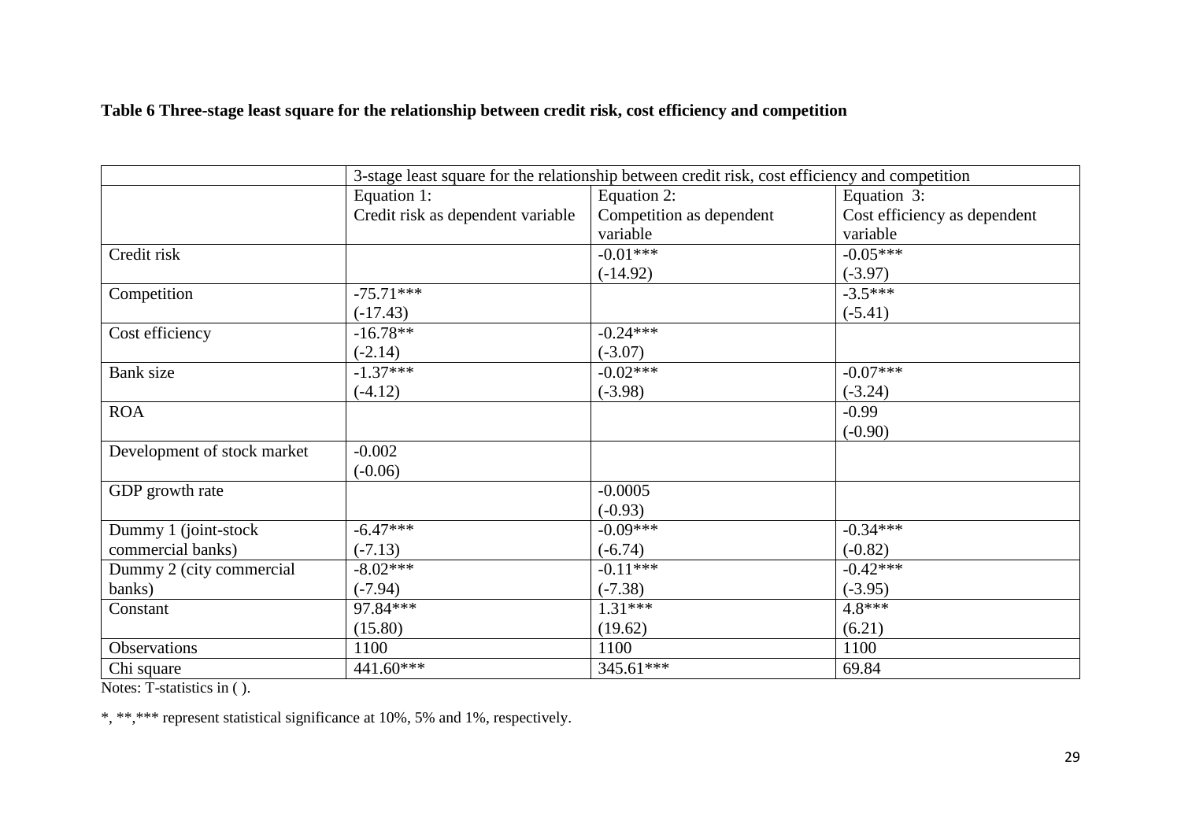**Table 6 Three-stage least square for the relationship between credit risk, cost efficiency and competition**

| | 3-stage least square for the relationship between credit risk, cost efficiency and competition | | |
|---|---|---|---|
| | Equation 1: Credit risk as dependent variable | Equation 2: Competition as dependent variable | Equation 3: Cost efficiency as dependent variable |
| Credit risk | | -0.01*** (-14.92) | -0.05*** (-3.97) |
| Competition | -75.71*** (-17.43) | | -3.5*** (-5.41) |
| Cost efficiency | -16.78** (-2.14) | -0.24*** (-3.07) | |
| Bank size | -1.37*** (-4.12) | -0.02*** (-3.98) | -0.07*** (-3.24) |
| ROA | | | -0.99 (-0.90) |
| Development of stock market | -0.002 (-0.06) | | |
| GDP growth rate | | -0.0005 (-0.93) | |
| Dummy 1 (joint-stock commercial banks) | -6.47*** (-7.13) | -0.09*** (-6.74) | -0.34*** (-0.82) |
| Dummy 2 (city commercial banks) | -8.02*** (-7.94) | -0.11*** (-7.38) | -0.42*** (-3.95) |
| Constant | 97.84*** (15.80) | 1.31*** (19.62) | 4.8*** (6.21) |
| Observations | 1100 | 1100 | 1100 |
| Chi square | 441.60*** | 345.61*** | 69.84 |

Notes: T-statistics in ( ).

*, **,*** represent statistical significance at 10%, 5% and 1%, respectively.